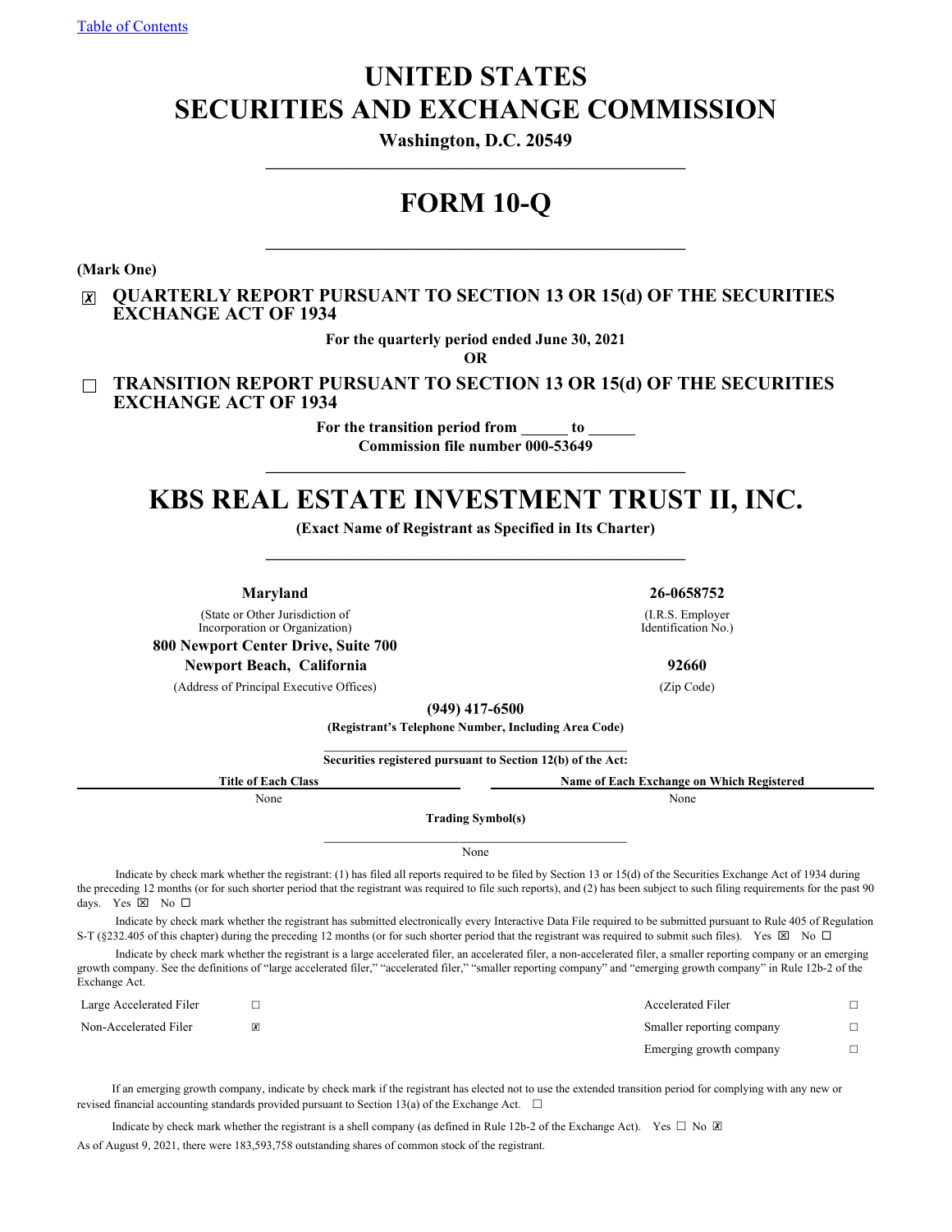Table of Contents

# UNITED STATES
# SECURITIES AND EXCHANGE COMMISSION

**Washington, D.C. 20549**

---

# FORM 10-Q

---

**(Mark One)**

☒ **QUARTERLY REPORT PURSUANT TO SECTION 13 OR 15(d) OF THE SECURITIES EXCHANGE ACT OF 1934**

**For the quarterly period ended June 30, 2021**

**OR**

☐ **TRANSITION REPORT PURSUANT TO SECTION 13 OR 15(d) OF THE SECURITIES EXCHANGE ACT OF 1934**

**For the transition period from ______ to ______**

**Commission file number 000-53649**

---

# KBS REAL ESTATE INVESTMENT TRUST II, INC.

**(Exact Name of Registrant as Specified in Its Charter)**

---

| **Maryland** | **26-0658752** |
|---|---|
| (State or Other Jurisdiction of Incorporation or Organization) | (I.R.S. Employer Identification No.) |
| **800 Newport Center Drive, Suite 700** | |
| **Newport Beach, California** | **92660** |
| (Address of Principal Executive Offices) | (Zip Code) |

**(949) 417-6500**

**(Registrant's Telephone Number, Including Area Code)**

**Securities registered pursuant to Section 12(b) of the Act:**

| Title of Each Class | Name of Each Exchange on Which Registered |
|---|---|
| None | None |

**Trading Symbol(s)**

None

Indicate by check mark whether the registrant: (1) has filed all reports required to be filed by Section 13 or 15(d) of the Securities Exchange Act of 1934 during the preceding 12 months (or for such shorter period that the registrant was required to file such reports), and (2) has been subject to such filing requirements for the past 90 days. Yes ☒ No ☐

Indicate by check mark whether the registrant has submitted electronically every Interactive Data File required to be submitted pursuant to Rule 405 of Regulation S-T (§232.405 of this chapter) during the preceding 12 months (or for such shorter period that the registrant was required to submit such files). Yes ☒ No ☐

Indicate by check mark whether the registrant is a large accelerated filer, an accelerated filer, a non-accelerated filer, a smaller reporting company or an emerging growth company. See the definitions of "large accelerated filer," "accelerated filer," "smaller reporting company" and "emerging growth company" in Rule 12b-2 of the Exchange Act.

| | | | |
|---|---|---|---|
| Large Accelerated Filer | ☐ | Accelerated Filer | ☐ |
| Non-Accelerated Filer | ☒ | Smaller reporting company | ☐ |
| | | Emerging growth company | ☐ |

If an emerging growth company, indicate by check mark if the registrant has elected not to use the extended transition period for complying with any new or revised financial accounting standards provided pursuant to Section 13(a) of the Exchange Act. ☐

Indicate by check mark whether the registrant is a shell company (as defined in Rule 12b-2 of the Exchange Act). Yes ☐ No ☒

As of August 9, 2021, there were 183,593,758 outstanding shares of common stock of the registrant.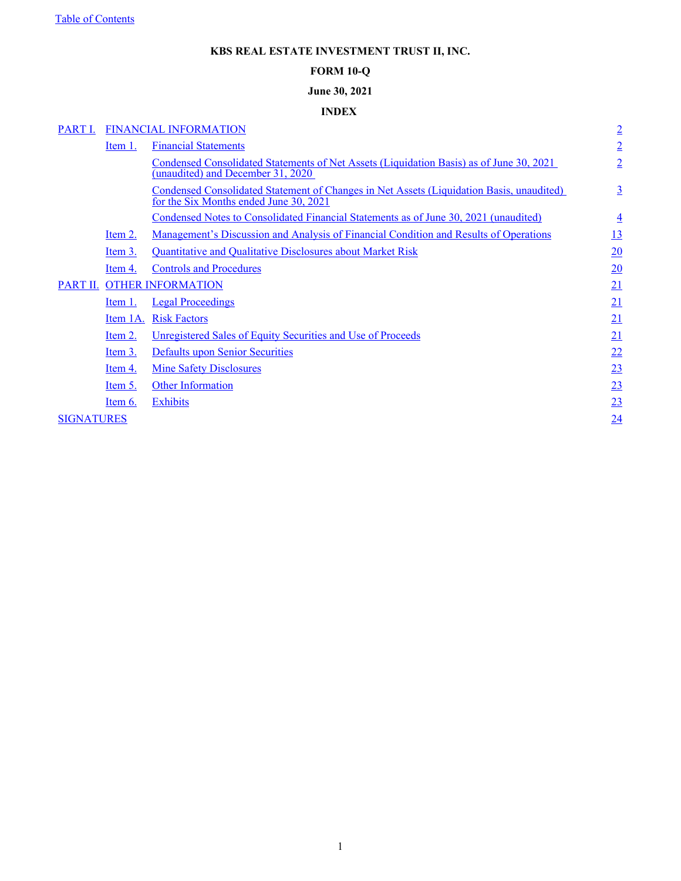Table of Contents

**KBS REAL ESTATE INVESTMENT TRUST II, INC.**

**FORM 10-Q**

**June 30, 2021**

**INDEX**

| | | | |
|---|---|---|---|
| PART I. | FINANCIAL INFORMATION | | 2 |
| | Item 1. | Financial Statements | 2 |
| | | Condensed Consolidated Statements of Net Assets (Liquidation Basis) as of June 30, 2021 (unaudited) and December 31, 2020 | 2 |
| | | Condensed Consolidated Statement of Changes in Net Assets (Liquidation Basis, unaudited) for the Six Months ended June 30, 2021 | 3 |
| | | Condensed Notes to Consolidated Financial Statements as of June 30, 2021 (unaudited) | 4 |
| | Item 2. | Management's Discussion and Analysis of Financial Condition and Results of Operations | 13 |
| | Item 3. | Quantitative and Qualitative Disclosures about Market Risk | 20 |
| | Item 4. | Controls and Procedures | 20 |
| PART II. | OTHER INFORMATION | | 21 |
| | Item 1. | Legal Proceedings | 21 |
| | Item 1A. | Risk Factors | 21 |
| | Item 2. | Unregistered Sales of Equity Securities and Use of Proceeds | 21 |
| | Item 3. | Defaults upon Senior Securities | 22 |
| | Item 4. | Mine Safety Disclosures | 23 |
| | Item 5. | Other Information | 23 |
| | Item 6. | Exhibits | 23 |
| SIGNATURES | | | 24 |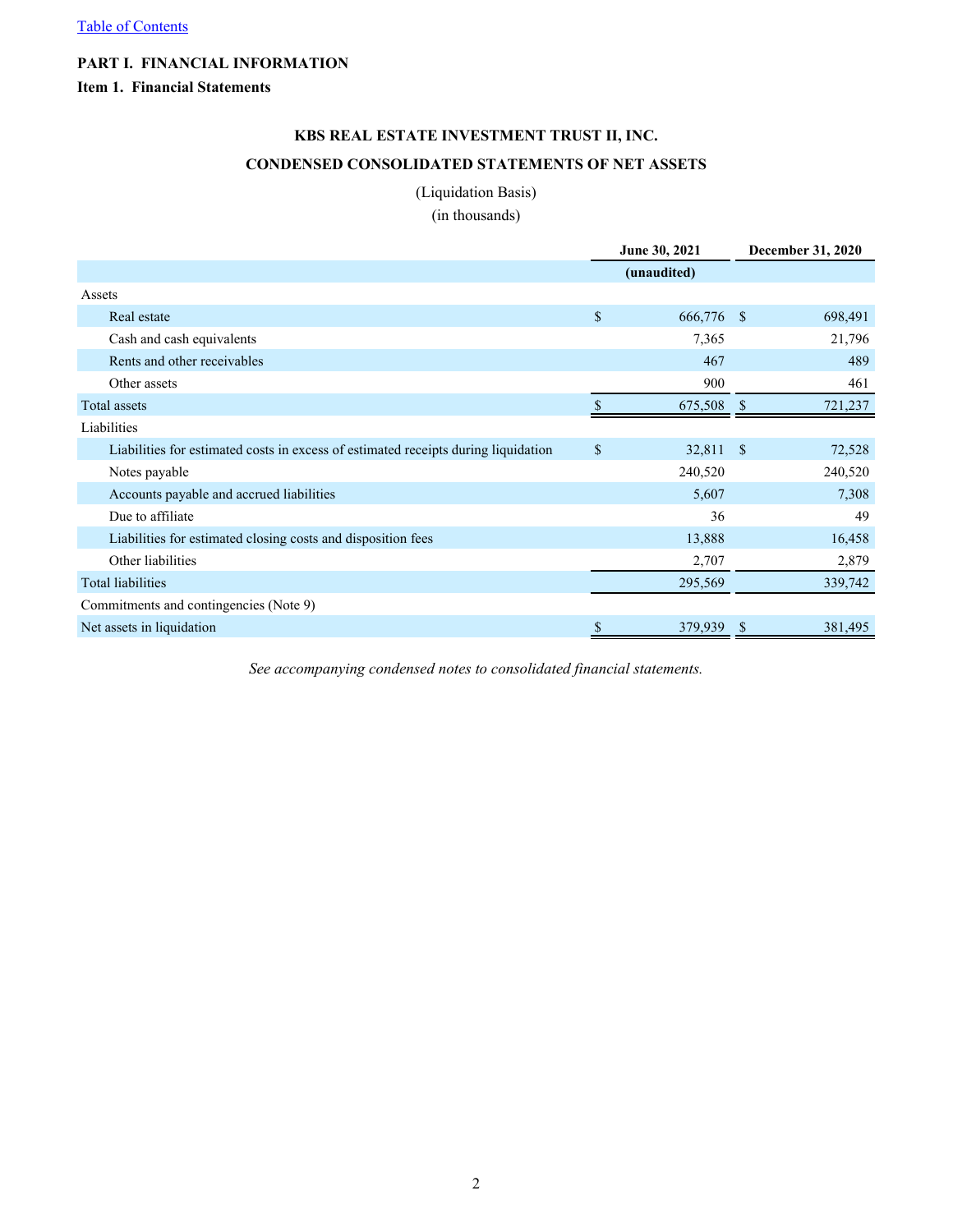[Table of Contents](#)

**PART I. FINANCIAL INFORMATION**

**Item 1. Financial Statements**

## KBS REAL ESTATE INVESTMENT TRUST II, INC.

## CONDENSED CONSOLIDATED STATEMENTS OF NET ASSETS

(Liquidation Basis)

(in thousands)

| | June 30, 2021 | December 31, 2020 |
|---|---|---|
| | (unaudited) | |
| Assets | | |
| Real estate | $ 666,776 | $ 698,491 |
| Cash and cash equivalents | 7,365 | 21,796 |
| Rents and other receivables | 467 | 489 |
| Other assets | 900 | 461 |
| Total assets | $ 675,508 | $ 721,237 |
| Liabilities | | |
| Liabilities for estimated costs in excess of estimated receipts during liquidation | $ 32,811 | $ 72,528 |
| Notes payable | 240,520 | 240,520 |
| Accounts payable and accrued liabilities | 5,607 | 7,308 |
| Due to affiliate | 36 | 49 |
| Liabilities for estimated closing costs and disposition fees | 13,888 | 16,458 |
| Other liabilities | 2,707 | 2,879 |
| Total liabilities | 295,569 | 339,742 |
| Commitments and contingencies (Note 9) | | |
| Net assets in liquidation | $ 379,939 | $ 381,495 |

*See accompanying condensed notes to consolidated financial statements.*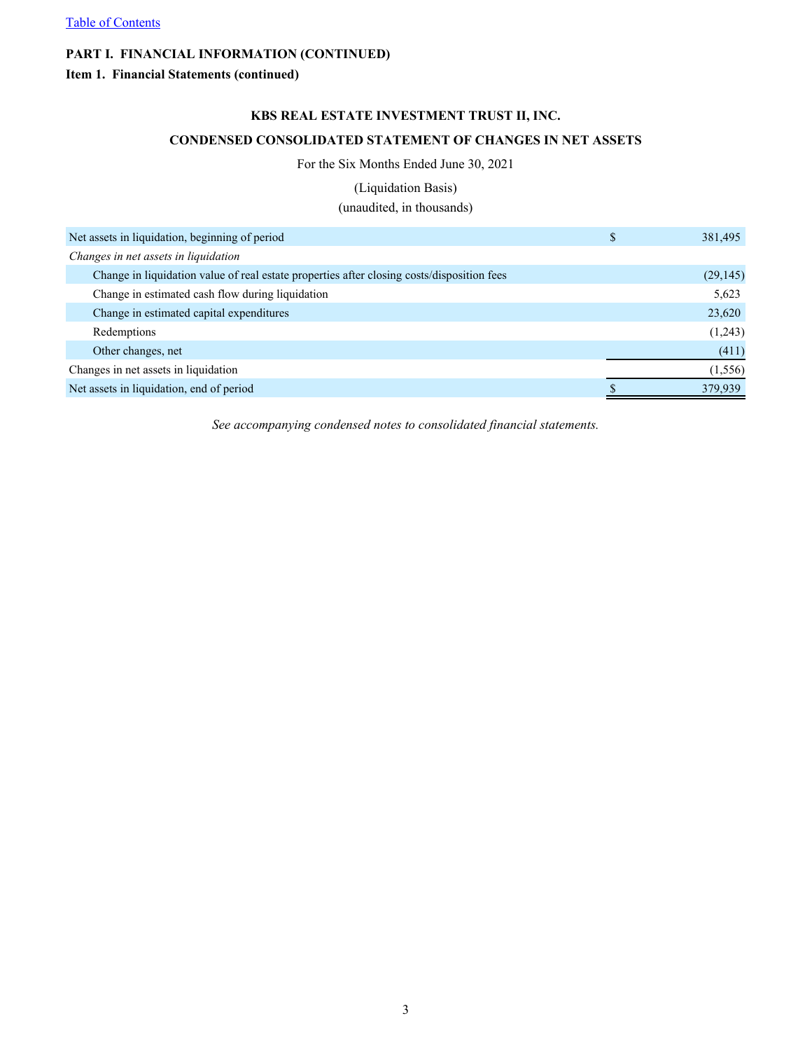[Table of Contents]

**PART I. FINANCIAL INFORMATION (CONTINUED)**

**Item 1. Financial Statements (continued)**

**KBS REAL ESTATE INVESTMENT TRUST II, INC.**

**CONDENSED CONSOLIDATED STATEMENT OF CHANGES IN NET ASSETS**

For the Six Months Ended June 30, 2021

(Liquidation Basis)

(unaudited, in thousands)

| | |
|---|---|
| Net assets in liquidation, beginning of period | $ 381,495 |
| *Changes in net assets in liquidation* | |
| Change in liquidation value of real estate properties after closing costs/disposition fees | (29,145) |
| Change in estimated cash flow during liquidation | 5,623 |
| Change in estimated capital expenditures | 23,620 |
| Redemptions | (1,243) |
| Other changes, net | (411) |
| Changes in net assets in liquidation | (1,556) |
| Net assets in liquidation, end of period | $ 379,939 |

*See accompanying condensed notes to consolidated financial statements.*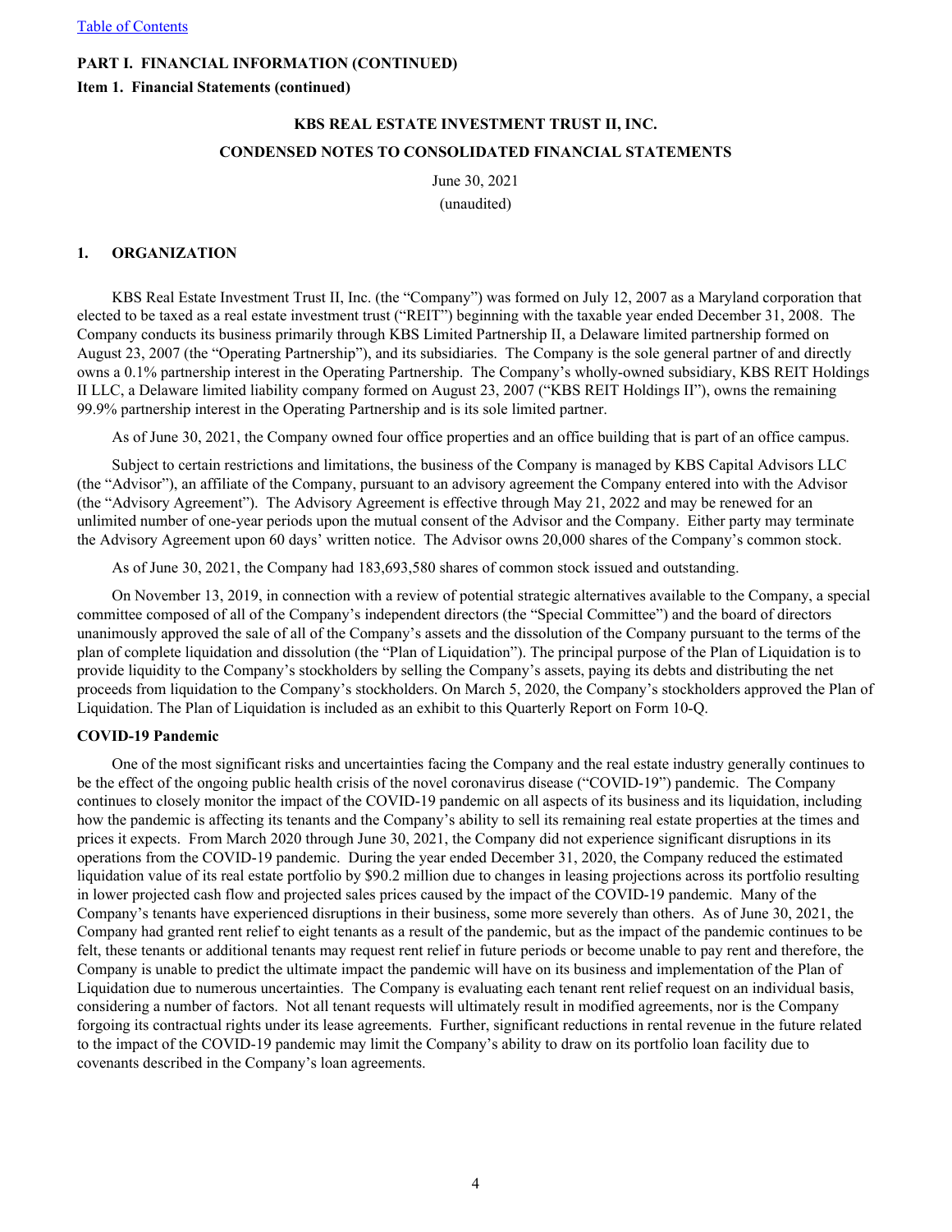**PART I. FINANCIAL INFORMATION (CONTINUED)**

**Item 1. Financial Statements (continued)**

**KBS REAL ESTATE INVESTMENT TRUST II, INC.**

**CONDENSED NOTES TO CONSOLIDATED FINANCIAL STATEMENTS**

June 30, 2021

(unaudited)

## 1. ORGANIZATION

KBS Real Estate Investment Trust II, Inc. (the "Company") was formed on July 12, 2007 as a Maryland corporation that elected to be taxed as a real estate investment trust ("REIT") beginning with the taxable year ended December 31, 2008. The Company conducts its business primarily through KBS Limited Partnership II, a Delaware limited partnership formed on August 23, 2007 (the "Operating Partnership"), and its subsidiaries. The Company is the sole general partner of and directly owns a 0.1% partnership interest in the Operating Partnership. The Company's wholly-owned subsidiary, KBS REIT Holdings II LLC, a Delaware limited liability company formed on August 23, 2007 ("KBS REIT Holdings II"), owns the remaining 99.9% partnership interest in the Operating Partnership and is its sole limited partner.

As of June 30, 2021, the Company owned four office properties and an office building that is part of an office campus.

Subject to certain restrictions and limitations, the business of the Company is managed by KBS Capital Advisors LLC (the "Advisor"), an affiliate of the Company, pursuant to an advisory agreement the Company entered into with the Advisor (the "Advisory Agreement"). The Advisory Agreement is effective through May 21, 2022 and may be renewed for an unlimited number of one-year periods upon the mutual consent of the Advisor and the Company. Either party may terminate the Advisory Agreement upon 60 days' written notice. The Advisor owns 20,000 shares of the Company's common stock.

As of June 30, 2021, the Company had 183,693,580 shares of common stock issued and outstanding.

On November 13, 2019, in connection with a review of potential strategic alternatives available to the Company, a special committee composed of all of the Company's independent directors (the "Special Committee") and the board of directors unanimously approved the sale of all of the Company's assets and the dissolution of the Company pursuant to the terms of the plan of complete liquidation and dissolution (the "Plan of Liquidation"). The principal purpose of the Plan of Liquidation is to provide liquidity to the Company's stockholders by selling the Company's assets, paying its debts and distributing the net proceeds from liquidation to the Company's stockholders. On March 5, 2020, the Company's stockholders approved the Plan of Liquidation. The Plan of Liquidation is included as an exhibit to this Quarterly Report on Form 10-Q.

**COVID-19 Pandemic**

One of the most significant risks and uncertainties facing the Company and the real estate industry generally continues to be the effect of the ongoing public health crisis of the novel coronavirus disease ("COVID-19") pandemic. The Company continues to closely monitor the impact of the COVID-19 pandemic on all aspects of its business and its liquidation, including how the pandemic is affecting its tenants and the Company's ability to sell its remaining real estate properties at the times and prices it expects. From March 2020 through June 30, 2021, the Company did not experience significant disruptions in its operations from the COVID-19 pandemic. During the year ended December 31, 2020, the Company reduced the estimated liquidation value of its real estate portfolio by $90.2 million due to changes in leasing projections across its portfolio resulting in lower projected cash flow and projected sales prices caused by the impact of the COVID-19 pandemic. Many of the Company's tenants have experienced disruptions in their business, some more severely than others. As of June 30, 2021, the Company had granted rent relief to eight tenants as a result of the pandemic, but as the impact of the pandemic continues to be felt, these tenants or additional tenants may request rent relief in future periods or become unable to pay rent and therefore, the Company is unable to predict the ultimate impact the pandemic will have on its business and implementation of the Plan of Liquidation due to numerous uncertainties. The Company is evaluating each tenant rent relief request on an individual basis, considering a number of factors. Not all tenant requests will ultimately result in modified agreements, nor is the Company forgoing its contractual rights under its lease agreements. Further, significant reductions in rental revenue in the future related to the impact of the COVID-19 pandemic may limit the Company's ability to draw on its portfolio loan facility due to covenants described in the Company's loan agreements.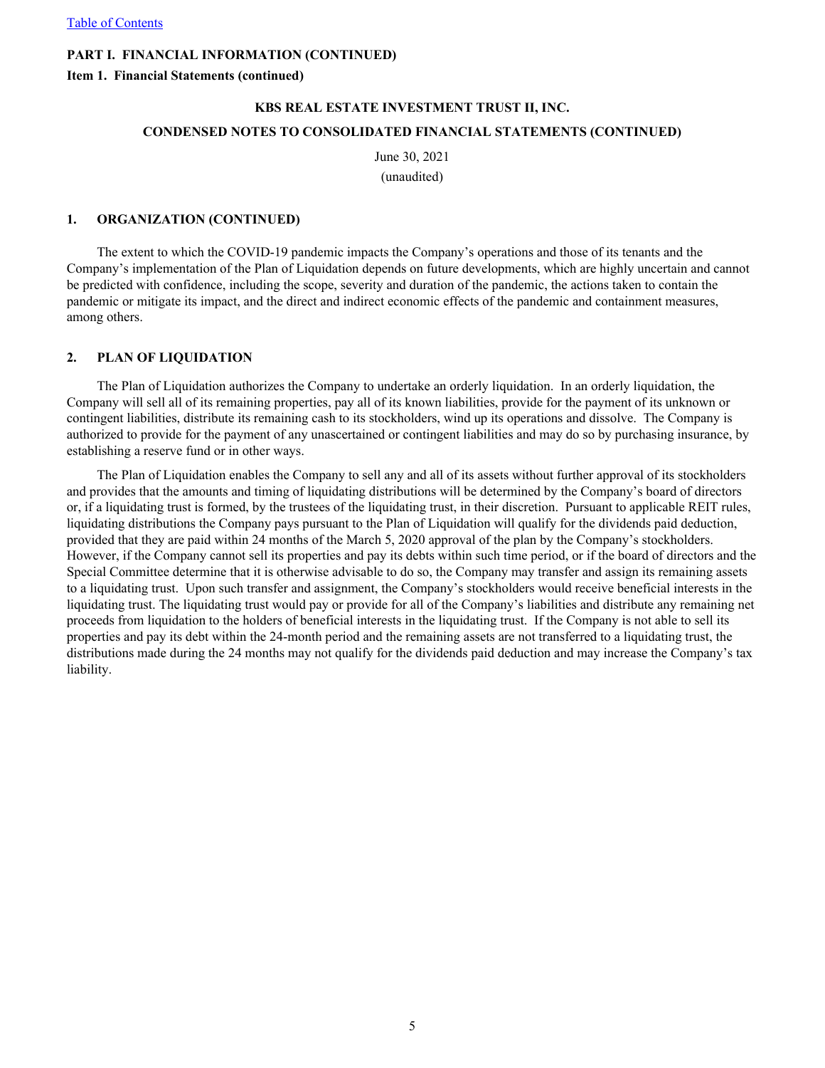**PART I. FINANCIAL INFORMATION (CONTINUED)**

**Item 1. Financial Statements (continued)**

**KBS REAL ESTATE INVESTMENT TRUST II, INC.**

**CONDENSED NOTES TO CONSOLIDATED FINANCIAL STATEMENTS (CONTINUED)**

June 30, 2021

(unaudited)

## 1. ORGANIZATION (CONTINUED)

The extent to which the COVID-19 pandemic impacts the Company's operations and those of its tenants and the Company's implementation of the Plan of Liquidation depends on future developments, which are highly uncertain and cannot be predicted with confidence, including the scope, severity and duration of the pandemic, the actions taken to contain the pandemic or mitigate its impact, and the direct and indirect economic effects of the pandemic and containment measures, among others.

## 2. PLAN OF LIQUIDATION

The Plan of Liquidation authorizes the Company to undertake an orderly liquidation. In an orderly liquidation, the Company will sell all of its remaining properties, pay all of its known liabilities, provide for the payment of its unknown or contingent liabilities, distribute its remaining cash to its stockholders, wind up its operations and dissolve. The Company is authorized to provide for the payment of any unascertained or contingent liabilities and may do so by purchasing insurance, by establishing a reserve fund or in other ways.

The Plan of Liquidation enables the Company to sell any and all of its assets without further approval of its stockholders and provides that the amounts and timing of liquidating distributions will be determined by the Company's board of directors or, if a liquidating trust is formed, by the trustees of the liquidating trust, in their discretion. Pursuant to applicable REIT rules, liquidating distributions the Company pays pursuant to the Plan of Liquidation will qualify for the dividends paid deduction, provided that they are paid within 24 months of the March 5, 2020 approval of the plan by the Company's stockholders. However, if the Company cannot sell its properties and pay its debts within such time period, or if the board of directors and the Special Committee determine that it is otherwise advisable to do so, the Company may transfer and assign its remaining assets to a liquidating trust. Upon such transfer and assignment, the Company's stockholders would receive beneficial interests in the liquidating trust. The liquidating trust would pay or provide for all of the Company's liabilities and distribute any remaining net proceeds from liquidation to the holders of beneficial interests in the liquidating trust. If the Company is not able to sell its properties and pay its debt within the 24-month period and the remaining assets are not transferred to a liquidating trust, the distributions made during the 24 months may not qualify for the dividends paid deduction and may increase the Company's tax liability.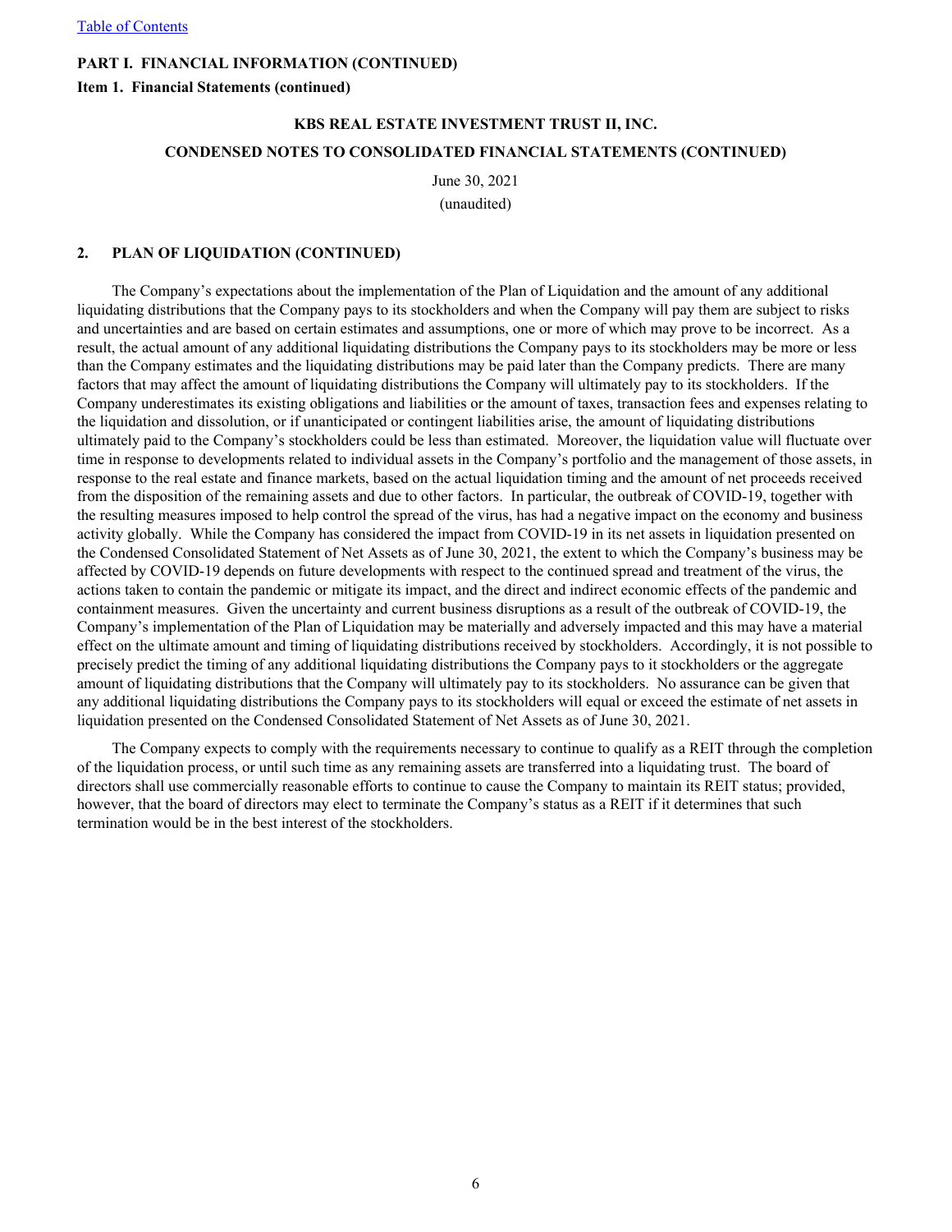**KBS REAL ESTATE INVESTMENT TRUST II, INC.**

**CONDENSED NOTES TO CONSOLIDATED FINANCIAL STATEMENTS (CONTINUED)**

June 30, 2021

(unaudited)

## 2. PLAN OF LIQUIDATION (CONTINUED)

The Company's expectations about the implementation of the Plan of Liquidation and the amount of any additional liquidating distributions that the Company pays to its stockholders and when the Company will pay them are subject to risks and uncertainties and are based on certain estimates and assumptions, one or more of which may prove to be incorrect. As a result, the actual amount of any additional liquidating distributions the Company pays to its stockholders may be more or less than the Company estimates and the liquidating distributions may be paid later than the Company predicts. There are many factors that may affect the amount of liquidating distributions the Company will ultimately pay to its stockholders. If the Company underestimates its existing obligations and liabilities or the amount of taxes, transaction fees and expenses relating to the liquidation and dissolution, or if unanticipated or contingent liabilities arise, the amount of liquidating distributions ultimately paid to the Company's stockholders could be less than estimated. Moreover, the liquidation value will fluctuate over time in response to developments related to individual assets in the Company's portfolio and the management of those assets, in response to the real estate and finance markets, based on the actual liquidation timing and the amount of net proceeds received from the disposition of the remaining assets and due to other factors. In particular, the outbreak of COVID-19, together with the resulting measures imposed to help control the spread of the virus, has had a negative impact on the economy and business activity globally. While the Company has considered the impact from COVID-19 in its net assets in liquidation presented on the Condensed Consolidated Statement of Net Assets as of June 30, 2021, the extent to which the Company's business may be affected by COVID-19 depends on future developments with respect to the continued spread and treatment of the virus, the actions taken to contain the pandemic or mitigate its impact, and the direct and indirect economic effects of the pandemic and containment measures. Given the uncertainty and current business disruptions as a result of the outbreak of COVID-19, the Company's implementation of the Plan of Liquidation may be materially and adversely impacted and this may have a material effect on the ultimate amount and timing of liquidating distributions received by stockholders. Accordingly, it is not possible to precisely predict the timing of any additional liquidating distributions the Company pays to it stockholders or the aggregate amount of liquidating distributions that the Company will ultimately pay to its stockholders. No assurance can be given that any additional liquidating distributions the Company pays to its stockholders will equal or exceed the estimate of net assets in liquidation presented on the Condensed Consolidated Statement of Net Assets as of June 30, 2021.

The Company expects to comply with the requirements necessary to continue to qualify as a REIT through the completion of the liquidation process, or until such time as any remaining assets are transferred into a liquidating trust. The board of directors shall use commercially reasonable efforts to continue to cause the Company to maintain its REIT status; provided, however, that the board of directors may elect to terminate the Company's status as a REIT if it determines that such termination would be in the best interest of the stockholders.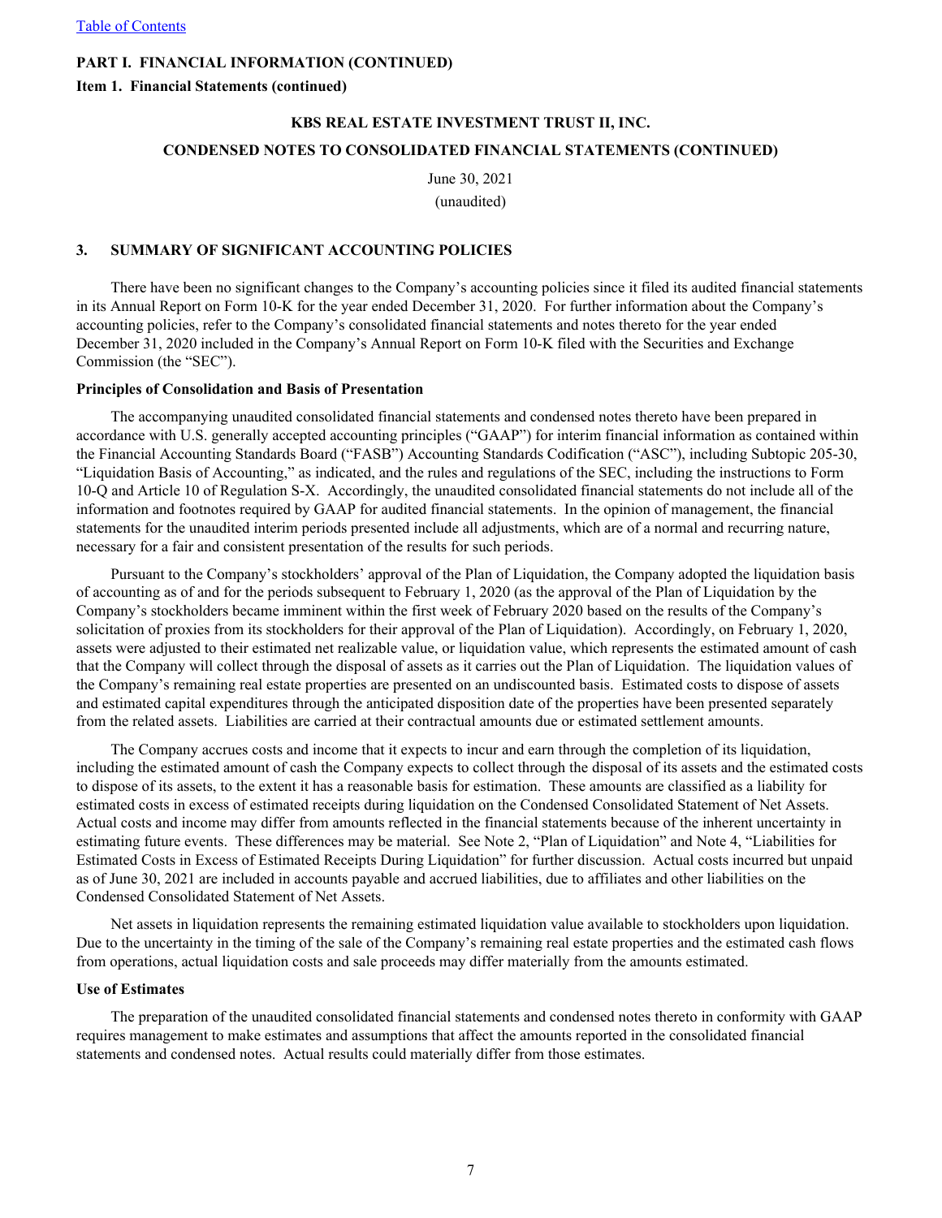**PART I. FINANCIAL INFORMATION (CONTINUED)**

**Item 1. Financial Statements (continued)**

**KBS REAL ESTATE INVESTMENT TRUST II, INC.**

**CONDENSED NOTES TO CONSOLIDATED FINANCIAL STATEMENTS (CONTINUED)**

June 30, 2021

(unaudited)

## 3. SUMMARY OF SIGNIFICANT ACCOUNTING POLICIES

There have been no significant changes to the Company's accounting policies since it filed its audited financial statements in its Annual Report on Form 10-K for the year ended December 31, 2020. For further information about the Company's accounting policies, refer to the Company's consolidated financial statements and notes thereto for the year ended December 31, 2020 included in the Company's Annual Report on Form 10-K filed with the Securities and Exchange Commission (the "SEC").

**Principles of Consolidation and Basis of Presentation**

The accompanying unaudited consolidated financial statements and condensed notes thereto have been prepared in accordance with U.S. generally accepted accounting principles ("GAAP") for interim financial information as contained within the Financial Accounting Standards Board ("FASB") Accounting Standards Codification ("ASC"), including Subtopic 205-30, "Liquidation Basis of Accounting," as indicated, and the rules and regulations of the SEC, including the instructions to Form 10-Q and Article 10 of Regulation S-X. Accordingly, the unaudited consolidated financial statements do not include all of the information and footnotes required by GAAP for audited financial statements. In the opinion of management, the financial statements for the unaudited interim periods presented include all adjustments, which are of a normal and recurring nature, necessary for a fair and consistent presentation of the results for such periods.

Pursuant to the Company's stockholders' approval of the Plan of Liquidation, the Company adopted the liquidation basis of accounting as of and for the periods subsequent to February 1, 2020 (as the approval of the Plan of Liquidation by the Company's stockholders became imminent within the first week of February 2020 based on the results of the Company's solicitation of proxies from its stockholders for their approval of the Plan of Liquidation). Accordingly, on February 1, 2020, assets were adjusted to their estimated net realizable value, or liquidation value, which represents the estimated amount of cash that the Company will collect through the disposal of assets as it carries out the Plan of Liquidation. The liquidation values of the Company's remaining real estate properties are presented on an undiscounted basis. Estimated costs to dispose of assets and estimated capital expenditures through the anticipated disposition date of the properties have been presented separately from the related assets. Liabilities are carried at their contractual amounts due or estimated settlement amounts.

The Company accrues costs and income that it expects to incur and earn through the completion of its liquidation, including the estimated amount of cash the Company expects to collect through the disposal of its assets and the estimated costs to dispose of its assets, to the extent it has a reasonable basis for estimation. These amounts are classified as a liability for estimated costs in excess of estimated receipts during liquidation on the Condensed Consolidated Statement of Net Assets. Actual costs and income may differ from amounts reflected in the financial statements because of the inherent uncertainty in estimating future events. These differences may be material. See Note 2, "Plan of Liquidation" and Note 4, "Liabilities for Estimated Costs in Excess of Estimated Receipts During Liquidation" for further discussion. Actual costs incurred but unpaid as of June 30, 2021 are included in accounts payable and accrued liabilities, due to affiliates and other liabilities on the Condensed Consolidated Statement of Net Assets.

Net assets in liquidation represents the remaining estimated liquidation value available to stockholders upon liquidation. Due to the uncertainty in the timing of the sale of the Company's remaining real estate properties and the estimated cash flows from operations, actual liquidation costs and sale proceeds may differ materially from the amounts estimated.

**Use of Estimates**

The preparation of the unaudited consolidated financial statements and condensed notes thereto in conformity with GAAP requires management to make estimates and assumptions that affect the amounts reported in the consolidated financial statements and condensed notes. Actual results could materially differ from those estimates.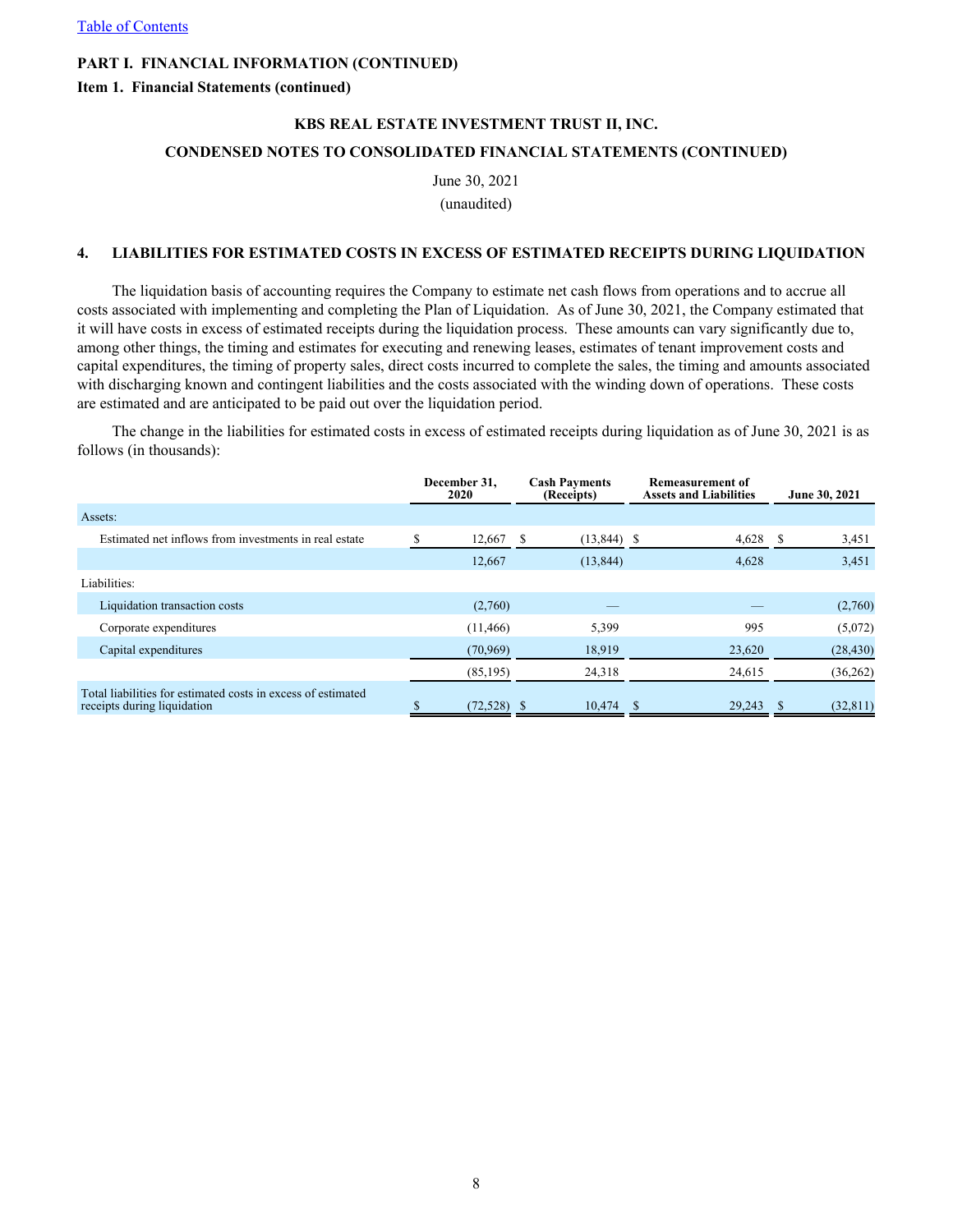[Table of Contents](#)

**PART I. FINANCIAL INFORMATION (CONTINUED)**

**Item 1. Financial Statements (continued)**

**KBS REAL ESTATE INVESTMENT TRUST II, INC.**

**CONDENSED NOTES TO CONSOLIDATED FINANCIAL STATEMENTS (CONTINUED)**

June 30, 2021
(unaudited)

## 4. LIABILITIES FOR ESTIMATED COSTS IN EXCESS OF ESTIMATED RECEIPTS DURING LIQUIDATION

The liquidation basis of accounting requires the Company to estimate net cash flows from operations and to accrue all costs associated with implementing and completing the Plan of Liquidation. As of June 30, 2021, the Company estimated that it will have costs in excess of estimated receipts during the liquidation process. These amounts can vary significantly due to, among other things, the timing and estimates for executing and renewing leases, estimates of tenant improvement costs and capital expenditures, the timing of property sales, direct costs incurred to complete the sales, the timing and amounts associated with discharging known and contingent liabilities and the costs associated with the winding down of operations. These costs are estimated and are anticipated to be paid out over the liquidation period.

The change in the liabilities for estimated costs in excess of estimated receipts during liquidation as of June 30, 2021 is as follows (in thousands):

| | December 31, 2020 | Cash Payments (Receipts) | Remeasurement of Assets and Liabilities | June 30, 2021 |
|---|---|---|---|---|
| Assets: | | | | |
| Estimated net inflows from investments in real estate | $ 12,667 | $ (13,844) | $ 4,628 | $ 3,451 |
| | 12,667 | (13,844) | 4,628 | 3,451 |
| Liabilities: | | | | |
| Liquidation transaction costs | (2,760) | — | — | (2,760) |
| Corporate expenditures | (11,466) | 5,399 | 995 | (5,072) |
| Capital expenditures | (70,969) | 18,919 | 23,620 | (28,430) |
| | (85,195) | 24,318 | 24,615 | (36,262) |
| Total liabilities for estimated costs in excess of estimated receipts during liquidation | $ (72,528) | $ 10,474 | $ 29,243 | $ (32,811) |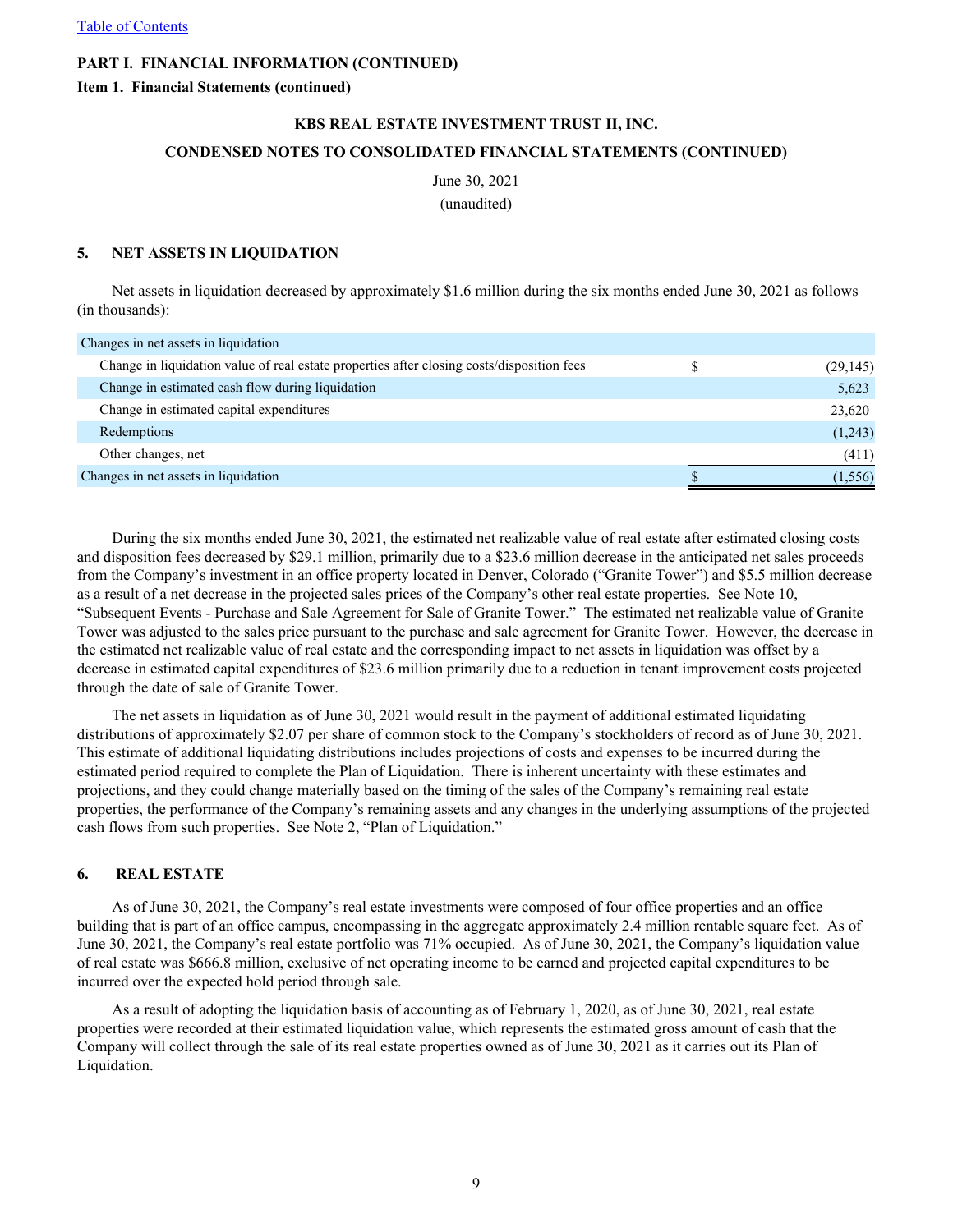Table of Contents

**PART I. FINANCIAL INFORMATION (CONTINUED)**

**Item 1. Financial Statements (continued)**

**KBS REAL ESTATE INVESTMENT TRUST II, INC.**

**CONDENSED NOTES TO CONSOLIDATED FINANCIAL STATEMENTS (CONTINUED)**

June 30, 2021

(unaudited)

## 5. NET ASSETS IN LIQUIDATION

Net assets in liquidation decreased by approximately $1.6 million during the six months ended June 30, 2021 as follows (in thousands):

| Changes in net assets in liquidation | | |
|---|---|---|
| Change in liquidation value of real estate properties after closing costs/disposition fees | $ | (29,145) |
| Change in estimated cash flow during liquidation | | 5,623 |
| Change in estimated capital expenditures | | 23,620 |
| Redemptions | | (1,243) |
| Other changes, net | | (411) |
| Changes in net assets in liquidation | $ | (1,556) |

During the six months ended June 30, 2021, the estimated net realizable value of real estate after estimated closing costs and disposition fees decreased by $29.1 million, primarily due to a $23.6 million decrease in the anticipated net sales proceeds from the Company's investment in an office property located in Denver, Colorado ("Granite Tower") and $5.5 million decrease as a result of a net decrease in the projected sales prices of the Company's other real estate properties. See Note 10, "Subsequent Events - Purchase and Sale Agreement for Sale of Granite Tower." The estimated net realizable value of Granite Tower was adjusted to the sales price pursuant to the purchase and sale agreement for Granite Tower. However, the decrease in the estimated net realizable value of real estate and the corresponding impact to net assets in liquidation was offset by a decrease in estimated capital expenditures of $23.6 million primarily due to a reduction in tenant improvement costs projected through the date of sale of Granite Tower.

The net assets in liquidation as of June 30, 2021 would result in the payment of additional estimated liquidating distributions of approximately $2.07 per share of common stock to the Company's stockholders of record as of June 30, 2021. This estimate of additional liquidating distributions includes projections of costs and expenses to be incurred during the estimated period required to complete the Plan of Liquidation. There is inherent uncertainty with these estimates and projections, and they could change materially based on the timing of the sales of the Company's remaining real estate properties, the performance of the Company's remaining assets and any changes in the underlying assumptions of the projected cash flows from such properties. See Note 2, "Plan of Liquidation."

## 6. REAL ESTATE

As of June 30, 2021, the Company's real estate investments were composed of four office properties and an office building that is part of an office campus, encompassing in the aggregate approximately 2.4 million rentable square feet. As of June 30, 2021, the Company's real estate portfolio was 71% occupied. As of June 30, 2021, the Company's liquidation value of real estate was $666.8 million, exclusive of net operating income to be earned and projected capital expenditures to be incurred over the expected hold period through sale.

As a result of adopting the liquidation basis of accounting as of February 1, 2020, as of June 30, 2021, real estate properties were recorded at their estimated liquidation value, which represents the estimated gross amount of cash that the Company will collect through the sale of its real estate properties owned as of June 30, 2021 as it carries out its Plan of Liquidation.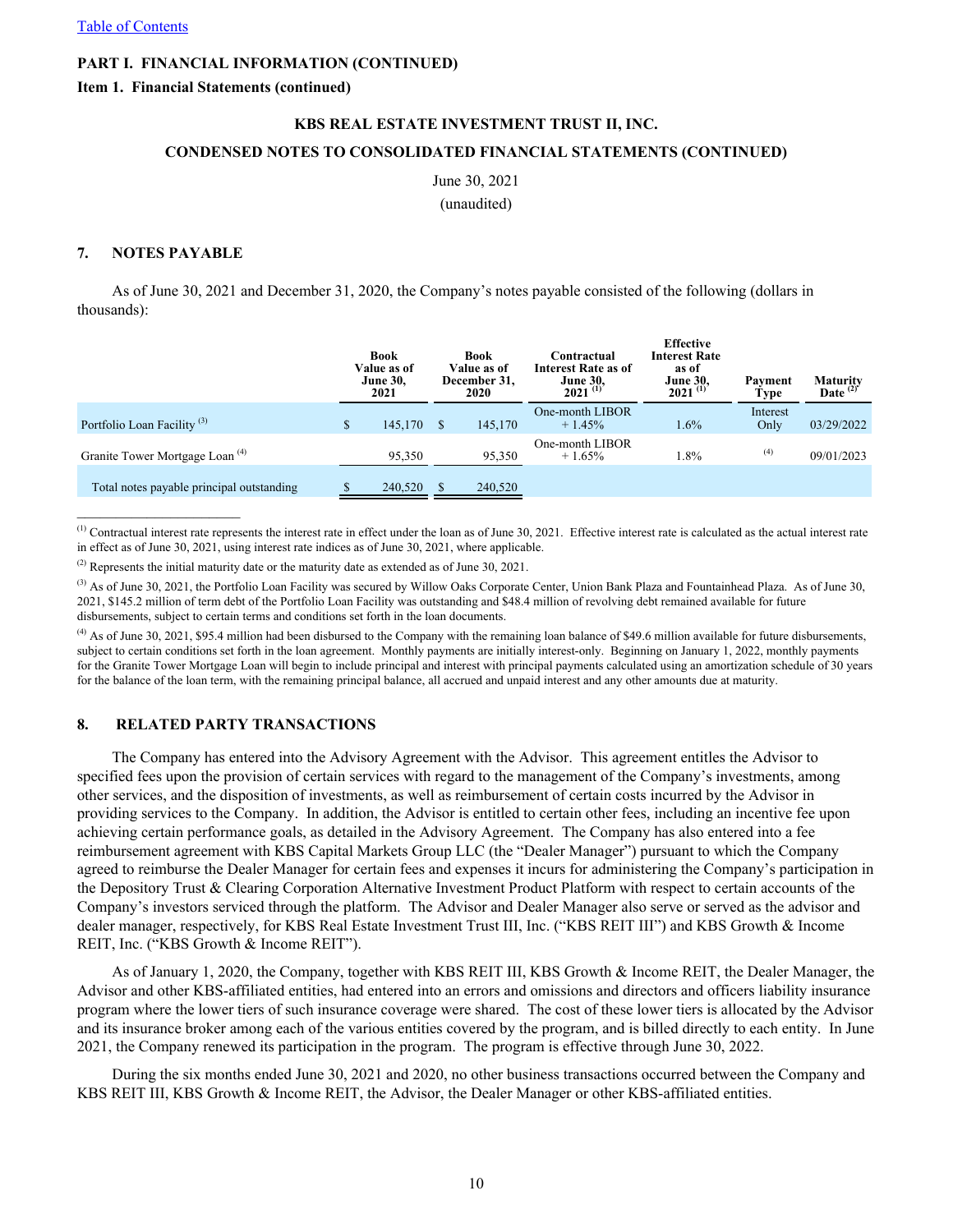[Table of Contents]

**PART I. FINANCIAL INFORMATION (CONTINUED)**

**Item 1. Financial Statements (continued)**

**KBS REAL ESTATE INVESTMENT TRUST II, INC.**

**CONDENSED NOTES TO CONSOLIDATED FINANCIAL STATEMENTS (CONTINUED)**

June 30, 2021

(unaudited)

## 7. NOTES PAYABLE

As of June 30, 2021 and December 31, 2020, the Company's notes payable consisted of the following (dollars in thousands):

| | Book Value as of June 30, 2021 | Book Value as of December 31, 2020 | Contractual Interest Rate as of June 30, 2021 [(1)] | Effective Interest Rate as of June 30, 2021 [(1)] | Payment Type | Maturity Date [(2)] |
|---|---|---|---|---|---|---|
| Portfolio Loan Facility [(3)] | $ 145,170 | $ 145,170 | One-month LIBOR + 1.45% | 1.6% | Interest Only | 03/29/2022 |
| Granite Tower Mortgage Loan [(4)] | 95,350 | 95,350 | One-month LIBOR + 1.65% | 1.8% | [(4)] | 09/01/2023 |
| Total notes payable principal outstanding | $ 240,520 | $ 240,520 | | | | |

[(1)] Contractual interest rate represents the interest rate in effect under the loan as of June 30, 2021. Effective interest rate is calculated as the actual interest rate in effect as of June 30, 2021, using interest rate indices as of June 30, 2021, where applicable.

[(2)] Represents the initial maturity date or the maturity date as extended as of June 30, 2021.

[(3)] As of June 30, 2021, the Portfolio Loan Facility was secured by Willow Oaks Corporate Center, Union Bank Plaza and Fountainhead Plaza. As of June 30, 2021, $145.2 million of term debt of the Portfolio Loan Facility was outstanding and $48.4 million of revolving debt remained available for future disbursements, subject to certain terms and conditions set forth in the loan documents.

[(4)] As of June 30, 2021, $95.4 million had been disbursed to the Company with the remaining loan balance of $49.6 million available for future disbursements, subject to certain conditions set forth in the loan agreement. Monthly payments are initially interest-only. Beginning on January 1, 2022, monthly payments for the Granite Tower Mortgage Loan will begin to include principal and interest with principal payments calculated using an amortization schedule of 30 years for the balance of the loan term, with the remaining principal balance, all accrued and unpaid interest and any other amounts due at maturity.

## 8. RELATED PARTY TRANSACTIONS

The Company has entered into the Advisory Agreement with the Advisor. This agreement entitles the Advisor to specified fees upon the provision of certain services with regard to the management of the Company's investments, among other services, and the disposition of investments, as well as reimbursement of certain costs incurred by the Advisor in providing services to the Company. In addition, the Advisor is entitled to certain other fees, including an incentive fee upon achieving certain performance goals, as detailed in the Advisory Agreement. The Company has also entered into a fee reimbursement agreement with KBS Capital Markets Group LLC (the "Dealer Manager") pursuant to which the Company agreed to reimburse the Dealer Manager for certain fees and expenses it incurs for administering the Company's participation in the Depository Trust & Clearing Corporation Alternative Investment Product Platform with respect to certain accounts of the Company's investors serviced through the platform. The Advisor and Dealer Manager also serve or served as the advisor and dealer manager, respectively, for KBS Real Estate Investment Trust III, Inc. ("KBS REIT III") and KBS Growth & Income REIT, Inc. ("KBS Growth & Income REIT").

As of January 1, 2020, the Company, together with KBS REIT III, KBS Growth & Income REIT, the Dealer Manager, the Advisor and other KBS-affiliated entities, had entered into an errors and omissions and directors and officers liability insurance program where the lower tiers of such insurance coverage were shared. The cost of these lower tiers is allocated by the Advisor and its insurance broker among each of the various entities covered by the program, and is billed directly to each entity. In June 2021, the Company renewed its participation in the program. The program is effective through June 30, 2022.

During the six months ended June 30, 2021 and 2020, no other business transactions occurred between the Company and KBS REIT III, KBS Growth & Income REIT, the Advisor, the Dealer Manager or other KBS-affiliated entities.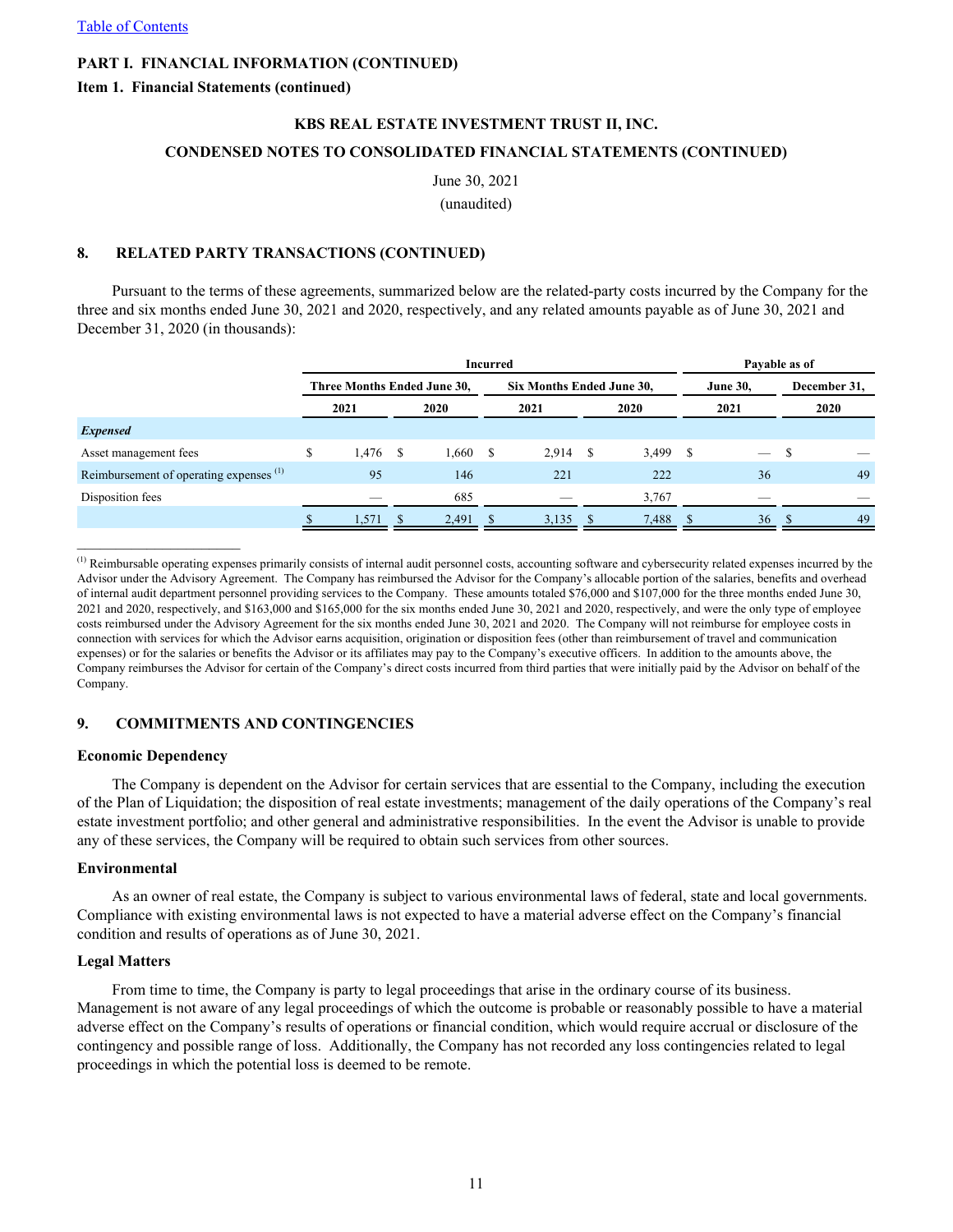PART I. FINANCIAL INFORMATION (CONTINUED)

Item 1. Financial Statements (continued)

KBS REAL ESTATE INVESTMENT TRUST II, INC.

CONDENSED NOTES TO CONSOLIDATED FINANCIAL STATEMENTS (CONTINUED)

June 30, 2021

(unaudited)

## 8. RELATED PARTY TRANSACTIONS (CONTINUED)

Pursuant to the terms of these agreements, summarized below are the related-party costs incurred by the Company for the three and six months ended June 30, 2021 and 2020, respectively, and any related amounts payable as of June 30, 2021 and December 31, 2020 (in thousands):

| | Incurred | | | | Payable as of | |
|---|---|---|---|---|---|---|
| | Three Months Ended June 30, | | Six Months Ended June 30, | | June 30, | December 31, |
| | 2021 | 2020 | 2021 | 2020 | 2021 | 2020 |
| ***Expensed*** | | | | | | |
| Asset management fees | $ 1,476 | $ 1,660 | $ 2,914 | $ 3,499 | $ — | $ — |
| Reimbursement of operating expenses [1] | 95 | 146 | 221 | 222 | 36 | 49 |
| Disposition fees | — | 685 | — | 3,767 | — | — |
| | $ 1,571 | $ 2,491 | $ 3,135 | $ 7,488 | $ 36 | $ 49 |

[1] Reimbursable operating expenses primarily consists of internal audit personnel costs, accounting software and cybersecurity related expenses incurred by the Advisor under the Advisory Agreement. The Company has reimbursed the Advisor for the Company's allocable portion of the salaries, benefits and overhead of internal audit department personnel providing services to the Company. These amounts totaled $76,000 and $107,000 for the three months ended June 30, 2021 and 2020, respectively, and $163,000 and $165,000 for the six months ended June 30, 2021 and 2020, respectively, and were the only type of employee costs reimbursed under the Advisory Agreement for the six months ended June 30, 2021 and 2020. The Company will not reimburse for employee costs in connection with services for which the Advisor earns acquisition, origination or disposition fees (other than reimbursement of travel and communication expenses) or for the salaries or benefits the Advisor or its affiliates may pay to the Company's executive officers. In addition to the amounts above, the Company reimburses the Advisor for certain of the Company's direct costs incurred from third parties that were initially paid by the Advisor on behalf of the Company.

## 9. COMMITMENTS AND CONTINGENCIES

### Economic Dependency

The Company is dependent on the Advisor for certain services that are essential to the Company, including the execution of the Plan of Liquidation; the disposition of real estate investments; management of the daily operations of the Company's real estate investment portfolio; and other general and administrative responsibilities. In the event the Advisor is unable to provide any of these services, the Company will be required to obtain such services from other sources.

### Environmental

As an owner of real estate, the Company is subject to various environmental laws of federal, state and local governments. Compliance with existing environmental laws is not expected to have a material adverse effect on the Company's financial condition and results of operations as of June 30, 2021.

### Legal Matters

From time to time, the Company is party to legal proceedings that arise in the ordinary course of its business. Management is not aware of any legal proceedings of which the outcome is probable or reasonably possible to have a material adverse effect on the Company's results of operations or financial condition, which would require accrual or disclosure of the contingency and possible range of loss. Additionally, the Company has not recorded any loss contingencies related to legal proceedings in which the potential loss is deemed to be remote.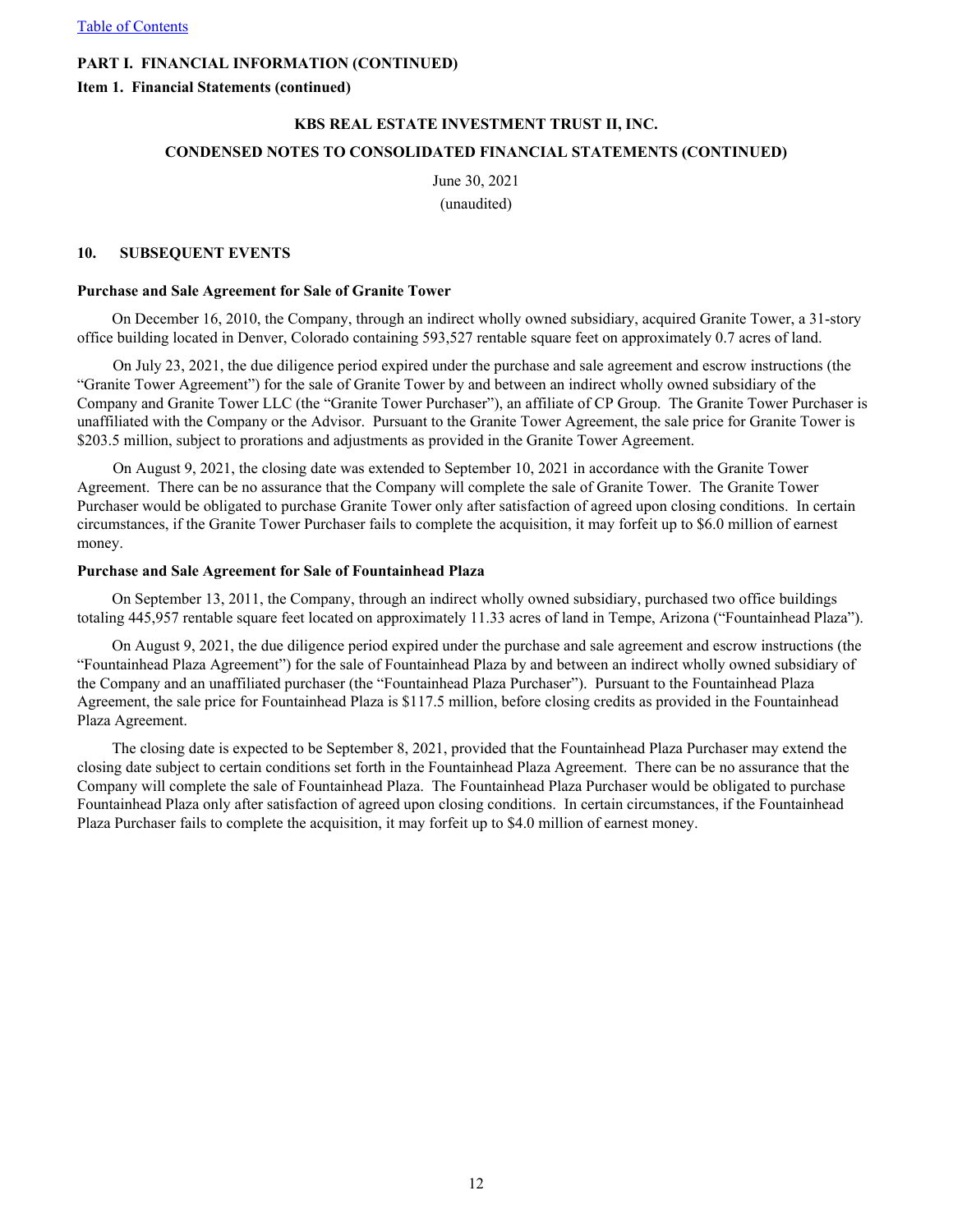## PART I. FINANCIAL INFORMATION (CONTINUED)

### Item 1. Financial Statements (continued)

**KBS REAL ESTATE INVESTMENT TRUST II, INC.**

**CONDENSED NOTES TO CONSOLIDATED FINANCIAL STATEMENTS (CONTINUED)**

June 30, 2021

(unaudited)

### 10. SUBSEQUENT EVENTS

**Purchase and Sale Agreement for Sale of Granite Tower**

On December 16, 2010, the Company, through an indirect wholly owned subsidiary, acquired Granite Tower, a 31-story office building located in Denver, Colorado containing 593,527 rentable square feet on approximately 0.7 acres of land.

On July 23, 2021, the due diligence period expired under the purchase and sale agreement and escrow instructions (the "Granite Tower Agreement") for the sale of Granite Tower by and between an indirect wholly owned subsidiary of the Company and Granite Tower LLC (the "Granite Tower Purchaser"), an affiliate of CP Group. The Granite Tower Purchaser is unaffiliated with the Company or the Advisor. Pursuant to the Granite Tower Agreement, the sale price for Granite Tower is $203.5 million, subject to prorations and adjustments as provided in the Granite Tower Agreement.

On August 9, 2021, the closing date was extended to September 10, 2021 in accordance with the Granite Tower Agreement. There can be no assurance that the Company will complete the sale of Granite Tower. The Granite Tower Purchaser would be obligated to purchase Granite Tower only after satisfaction of agreed upon closing conditions. In certain circumstances, if the Granite Tower Purchaser fails to complete the acquisition, it may forfeit up to $6.0 million of earnest money.

**Purchase and Sale Agreement for Sale of Fountainhead Plaza**

On September 13, 2011, the Company, through an indirect wholly owned subsidiary, purchased two office buildings totaling 445,957 rentable square feet located on approximately 11.33 acres of land in Tempe, Arizona ("Fountainhead Plaza").

On August 9, 2021, the due diligence period expired under the purchase and sale agreement and escrow instructions (the "Fountainhead Plaza Agreement") for the sale of Fountainhead Plaza by and between an indirect wholly owned subsidiary of the Company and an unaffiliated purchaser (the "Fountainhead Plaza Purchaser"). Pursuant to the Fountainhead Plaza Agreement, the sale price for Fountainhead Plaza is $117.5 million, before closing credits as provided in the Fountainhead Plaza Agreement.

The closing date is expected to be September 8, 2021, provided that the Fountainhead Plaza Purchaser may extend the closing date subject to certain conditions set forth in the Fountainhead Plaza Agreement. There can be no assurance that the Company will complete the sale of Fountainhead Plaza. The Fountainhead Plaza Purchaser would be obligated to purchase Fountainhead Plaza only after satisfaction of agreed upon closing conditions. In certain circumstances, if the Fountainhead Plaza Purchaser fails to complete the acquisition, it may forfeit up to $4.0 million of earnest money.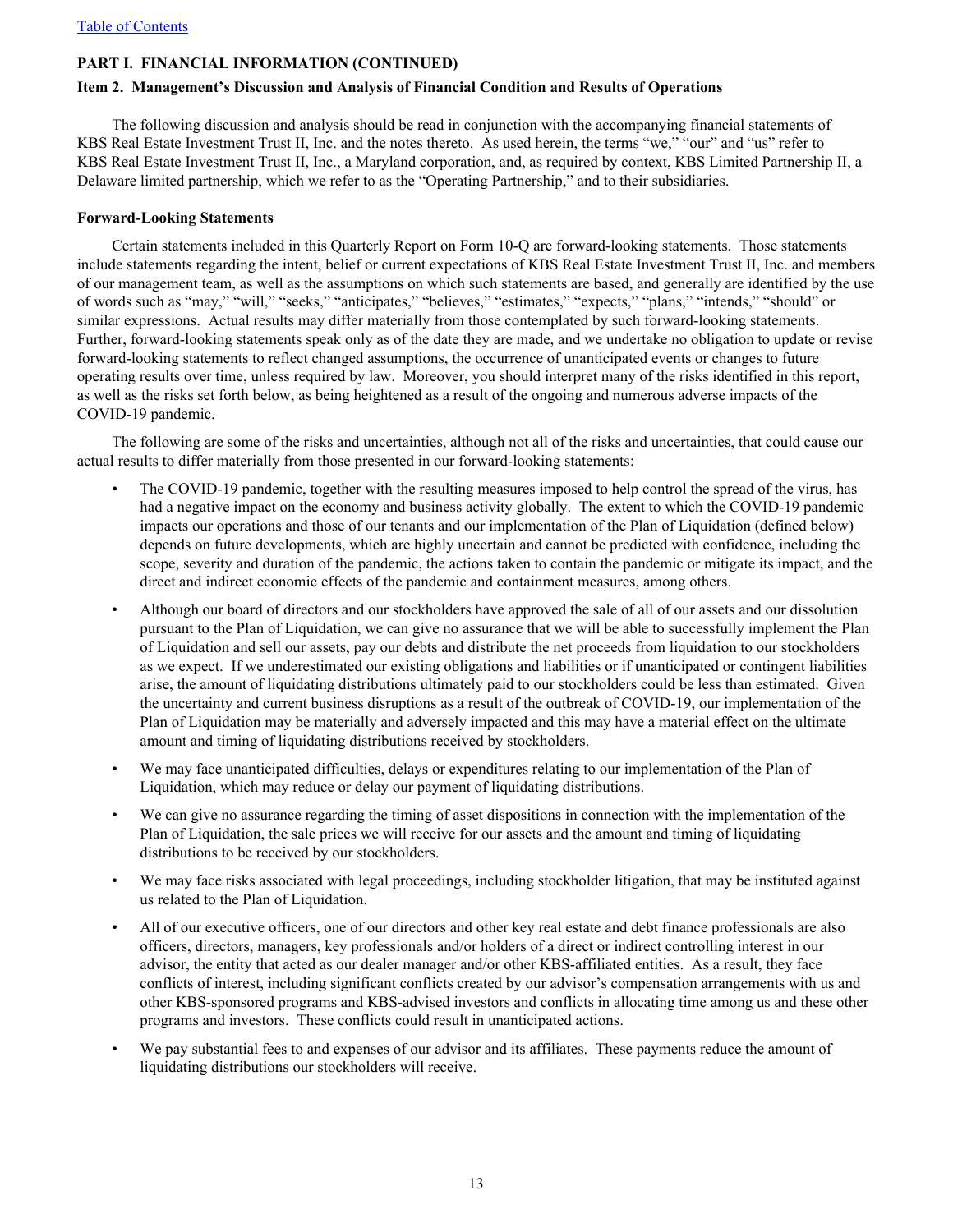[Table of Contents](#)

**PART I. FINANCIAL INFORMATION (CONTINUED)**

**Item 2. Management's Discussion and Analysis of Financial Condition and Results of Operations**

The following discussion and analysis should be read in conjunction with the accompanying financial statements of KBS Real Estate Investment Trust II, Inc. and the notes thereto. As used herein, the terms "we," "our" and "us" refer to KBS Real Estate Investment Trust II, Inc., a Maryland corporation, and, as required by context, KBS Limited Partnership II, a Delaware limited partnership, which we refer to as the "Operating Partnership," and to their subsidiaries.

**Forward-Looking Statements**

Certain statements included in this Quarterly Report on Form 10-Q are forward-looking statements. Those statements include statements regarding the intent, belief or current expectations of KBS Real Estate Investment Trust II, Inc. and members of our management team, as well as the assumptions on which such statements are based, and generally are identified by the use of words such as "may," "will," "seeks," "anticipates," "believes," "estimates," "expects," "plans," "intends," "should" or similar expressions. Actual results may differ materially from those contemplated by such forward-looking statements. Further, forward-looking statements speak only as of the date they are made, and we undertake no obligation to update or revise forward-looking statements to reflect changed assumptions, the occurrence of unanticipated events or changes to future operating results over time, unless required by law. Moreover, you should interpret many of the risks identified in this report, as well as the risks set forth below, as being heightened as a result of the ongoing and numerous adverse impacts of the COVID-19 pandemic.

The following are some of the risks and uncertainties, although not all of the risks and uncertainties, that could cause our actual results to differ materially from those presented in our forward-looking statements:

- The COVID-19 pandemic, together with the resulting measures imposed to help control the spread of the virus, has had a negative impact on the economy and business activity globally. The extent to which the COVID-19 pandemic impacts our operations and those of our tenants and our implementation of the Plan of Liquidation (defined below) depends on future developments, which are highly uncertain and cannot be predicted with confidence, including the scope, severity and duration of the pandemic, the actions taken to contain the pandemic or mitigate its impact, and the direct and indirect economic effects of the pandemic and containment measures, among others.
- Although our board of directors and our stockholders have approved the sale of all of our assets and our dissolution pursuant to the Plan of Liquidation, we can give no assurance that we will be able to successfully implement the Plan of Liquidation and sell our assets, pay our debts and distribute the net proceeds from liquidation to our stockholders as we expect. If we underestimated our existing obligations and liabilities or if unanticipated or contingent liabilities arise, the amount of liquidating distributions ultimately paid to our stockholders could be less than estimated. Given the uncertainty and current business disruptions as a result of the outbreak of COVID-19, our implementation of the Plan of Liquidation may be materially and adversely impacted and this may have a material effect on the ultimate amount and timing of liquidating distributions received by stockholders.
- We may face unanticipated difficulties, delays or expenditures relating to our implementation of the Plan of Liquidation, which may reduce or delay our payment of liquidating distributions.
- We can give no assurance regarding the timing of asset dispositions in connection with the implementation of the Plan of Liquidation, the sale prices we will receive for our assets and the amount and timing of liquidating distributions to be received by our stockholders.
- We may face risks associated with legal proceedings, including stockholder litigation, that may be instituted against us related to the Plan of Liquidation.
- All of our executive officers, one of our directors and other key real estate and debt finance professionals are also officers, directors, managers, key professionals and/or holders of a direct or indirect controlling interest in our advisor, the entity that acted as our dealer manager and/or other KBS-affiliated entities. As a result, they face conflicts of interest, including significant conflicts created by our advisor's compensation arrangements with us and other KBS-sponsored programs and KBS-advised investors and conflicts in allocating time among us and these other programs and investors. These conflicts could result in unanticipated actions.
- We pay substantial fees to and expenses of our advisor and its affiliates. These payments reduce the amount of liquidating distributions our stockholders will receive.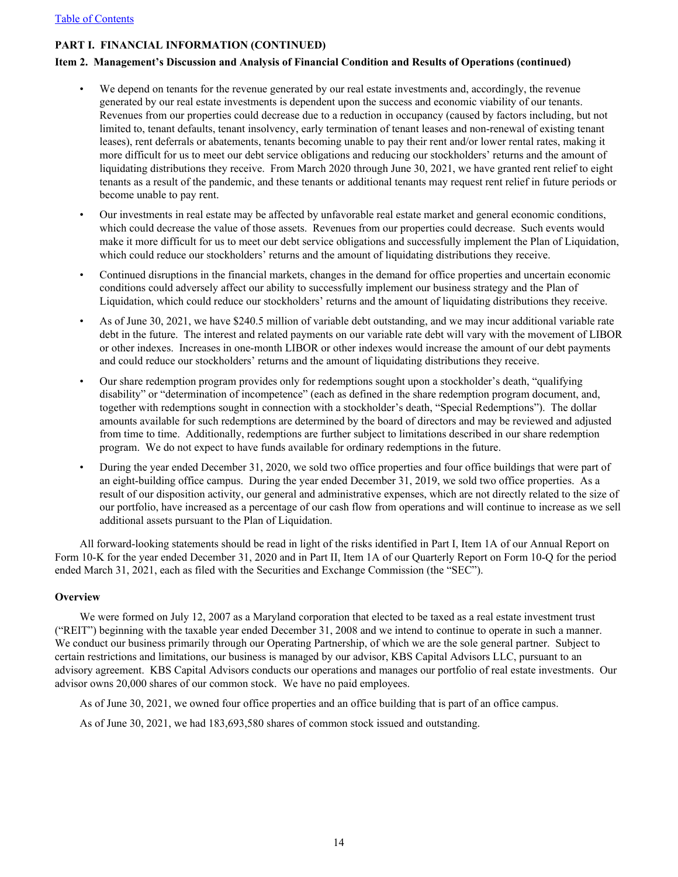## PART I. FINANCIAL INFORMATION (CONTINUED)

### Item 2. Management's Discussion and Analysis of Financial Condition and Results of Operations (continued)

- We depend on tenants for the revenue generated by our real estate investments and, accordingly, the revenue generated by our real estate investments is dependent upon the success and economic viability of our tenants. Revenues from our properties could decrease due to a reduction in occupancy (caused by factors including, but not limited to, tenant defaults, tenant insolvency, early termination of tenant leases and non-renewal of existing tenant leases), rent deferrals or abatements, tenants becoming unable to pay their rent and/or lower rental rates, making it more difficult for us to meet our debt service obligations and reducing our stockholders' returns and the amount of liquidating distributions they receive. From March 2020 through June 30, 2021, we have granted rent relief to eight tenants as a result of the pandemic, and these tenants or additional tenants may request rent relief in future periods or become unable to pay rent.
- Our investments in real estate may be affected by unfavorable real estate market and general economic conditions, which could decrease the value of those assets. Revenues from our properties could decrease. Such events would make it more difficult for us to meet our debt service obligations and successfully implement the Plan of Liquidation, which could reduce our stockholders' returns and the amount of liquidating distributions they receive.
- Continued disruptions in the financial markets, changes in the demand for office properties and uncertain economic conditions could adversely affect our ability to successfully implement our business strategy and the Plan of Liquidation, which could reduce our stockholders' returns and the amount of liquidating distributions they receive.
- As of June 30, 2021, we have $240.5 million of variable debt outstanding, and we may incur additional variable rate debt in the future. The interest and related payments on our variable rate debt will vary with the movement of LIBOR or other indexes. Increases in one-month LIBOR or other indexes would increase the amount of our debt payments and could reduce our stockholders' returns and the amount of liquidating distributions they receive.
- Our share redemption program provides only for redemptions sought upon a stockholder's death, "qualifying disability" or "determination of incompetence" (each as defined in the share redemption program document, and, together with redemptions sought in connection with a stockholder's death, "Special Redemptions"). The dollar amounts available for such redemptions are determined by the board of directors and may be reviewed and adjusted from time to time. Additionally, redemptions are further subject to limitations described in our share redemption program. We do not expect to have funds available for ordinary redemptions in the future.
- During the year ended December 31, 2020, we sold two office properties and four office buildings that were part of an eight-building office campus. During the year ended December 31, 2019, we sold two office properties. As a result of our disposition activity, our general and administrative expenses, which are not directly related to the size of our portfolio, have increased as a percentage of our cash flow from operations and will continue to increase as we sell additional assets pursuant to the Plan of Liquidation.

All forward-looking statements should be read in light of the risks identified in Part I, Item 1A of our Annual Report on Form 10-K for the year ended December 31, 2020 and in Part II, Item 1A of our Quarterly Report on Form 10-Q for the period ended March 31, 2021, each as filed with the Securities and Exchange Commission (the "SEC").

### Overview

We were formed on July 12, 2007 as a Maryland corporation that elected to be taxed as a real estate investment trust ("REIT") beginning with the taxable year ended December 31, 2008 and we intend to continue to operate in such a manner. We conduct our business primarily through our Operating Partnership, of which we are the sole general partner. Subject to certain restrictions and limitations, our business is managed by our advisor, KBS Capital Advisors LLC, pursuant to an advisory agreement. KBS Capital Advisors conducts our operations and manages our portfolio of real estate investments. Our advisor owns 20,000 shares of our common stock. We have no paid employees.

As of June 30, 2021, we owned four office properties and an office building that is part of an office campus.

As of June 30, 2021, we had 183,693,580 shares of common stock issued and outstanding.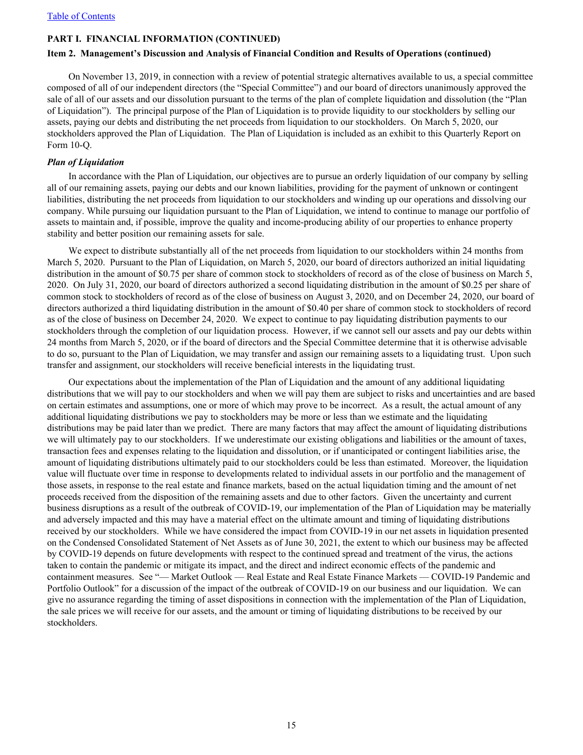**PART I. FINANCIAL INFORMATION (CONTINUED)**

**Item 2. Management's Discussion and Analysis of Financial Condition and Results of Operations (continued)**

On November 13, 2019, in connection with a review of potential strategic alternatives available to us, a special committee composed of all of our independent directors (the "Special Committee") and our board of directors unanimously approved the sale of all of our assets and our dissolution pursuant to the terms of the plan of complete liquidation and dissolution (the "Plan of Liquidation"). The principal purpose of the Plan of Liquidation is to provide liquidity to our stockholders by selling our assets, paying our debts and distributing the net proceeds from liquidation to our stockholders. On March 5, 2020, our stockholders approved the Plan of Liquidation. The Plan of Liquidation is included as an exhibit to this Quarterly Report on Form 10-Q.

***Plan of Liquidation***

In accordance with the Plan of Liquidation, our objectives are to pursue an orderly liquidation of our company by selling all of our remaining assets, paying our debts and our known liabilities, providing for the payment of unknown or contingent liabilities, distributing the net proceeds from liquidation to our stockholders and winding up our operations and dissolving our company. While pursuing our liquidation pursuant to the Plan of Liquidation, we intend to continue to manage our portfolio of assets to maintain and, if possible, improve the quality and income-producing ability of our properties to enhance property stability and better position our remaining assets for sale.

We expect to distribute substantially all of the net proceeds from liquidation to our stockholders within 24 months from March 5, 2020. Pursuant to the Plan of Liquidation, on March 5, 2020, our board of directors authorized an initial liquidating distribution in the amount of $0.75 per share of common stock to stockholders of record as of the close of business on March 5, 2020. On July 31, 2020, our board of directors authorized a second liquidating distribution in the amount of $0.25 per share of common stock to stockholders of record as of the close of business on August 3, 2020, and on December 24, 2020, our board of directors authorized a third liquidating distribution in the amount of $0.40 per share of common stock to stockholders of record as of the close of business on December 24, 2020. We expect to continue to pay liquidating distribution payments to our stockholders through the completion of our liquidation process. However, if we cannot sell our assets and pay our debts within 24 months from March 5, 2020, or if the board of directors and the Special Committee determine that it is otherwise advisable to do so, pursuant to the Plan of Liquidation, we may transfer and assign our remaining assets to a liquidating trust. Upon such transfer and assignment, our stockholders will receive beneficial interests in the liquidating trust.

Our expectations about the implementation of the Plan of Liquidation and the amount of any additional liquidating distributions that we will pay to our stockholders and when we will pay them are subject to risks and uncertainties and are based on certain estimates and assumptions, one or more of which may prove to be incorrect. As a result, the actual amount of any additional liquidating distributions we pay to stockholders may be more or less than we estimate and the liquidating distributions may be paid later than we predict. There are many factors that may affect the amount of liquidating distributions we will ultimately pay to our stockholders. If we underestimate our existing obligations and liabilities or the amount of taxes, transaction fees and expenses relating to the liquidation and dissolution, or if unanticipated or contingent liabilities arise, the amount of liquidating distributions ultimately paid to our stockholders could be less than estimated. Moreover, the liquidation value will fluctuate over time in response to developments related to individual assets in our portfolio and the management of those assets, in response to the real estate and finance markets, based on the actual liquidation timing and the amount of net proceeds received from the disposition of the remaining assets and due to other factors. Given the uncertainty and current business disruptions as a result of the outbreak of COVID-19, our implementation of the Plan of Liquidation may be materially and adversely impacted and this may have a material effect on the ultimate amount and timing of liquidating distributions received by our stockholders. While we have considered the impact from COVID-19 in our net assets in liquidation presented on the Condensed Consolidated Statement of Net Assets as of June 30, 2021, the extent to which our business may be affected by COVID-19 depends on future developments with respect to the continued spread and treatment of the virus, the actions taken to contain the pandemic or mitigate its impact, and the direct and indirect economic effects of the pandemic and containment measures. See "— Market Outlook — Real Estate and Real Estate Finance Markets — COVID-19 Pandemic and Portfolio Outlook" for a discussion of the impact of the outbreak of COVID-19 on our business and our liquidation. We can give no assurance regarding the timing of asset dispositions in connection with the implementation of the Plan of Liquidation, the sale prices we will receive for our assets, and the amount or timing of liquidating distributions to be received by our stockholders.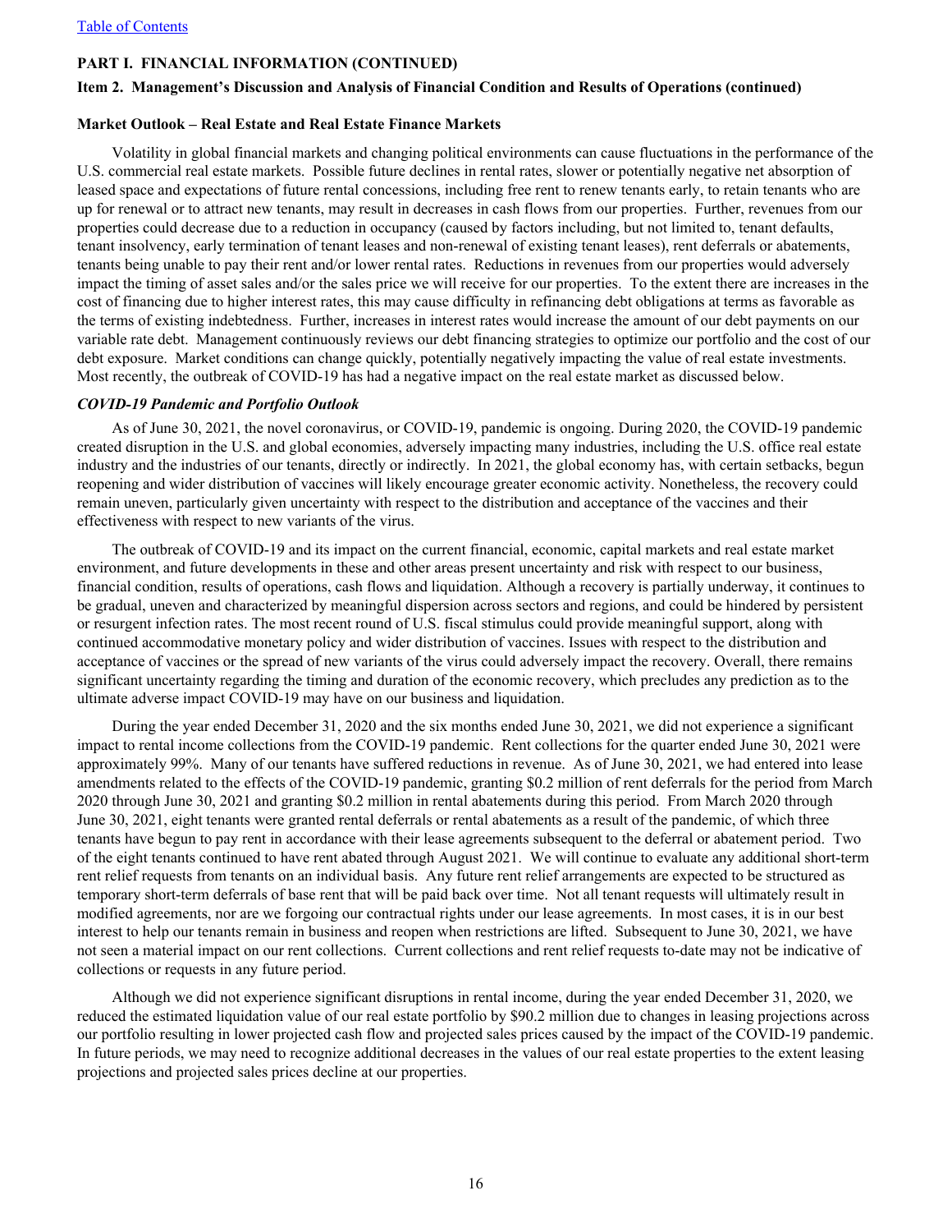## PART I. FINANCIAL INFORMATION (CONTINUED)

### Item 2. Management's Discussion and Analysis of Financial Condition and Results of Operations (continued)

#### Market Outlook – Real Estate and Real Estate Finance Markets

Volatility in global financial markets and changing political environments can cause fluctuations in the performance of the U.S. commercial real estate markets. Possible future declines in rental rates, slower or potentially negative net absorption of leased space and expectations of future rental concessions, including free rent to renew tenants early, to retain tenants who are up for renewal or to attract new tenants, may result in decreases in cash flows from our properties. Further, revenues from our properties could decrease due to a reduction in occupancy (caused by factors including, but not limited to, tenant defaults, tenant insolvency, early termination of tenant leases and non-renewal of existing tenant leases), rent deferrals or abatements, tenants being unable to pay their rent and/or lower rental rates. Reductions in revenues from our properties would adversely impact the timing of asset sales and/or the sales price we will receive for our properties. To the extent there are increases in the cost of financing due to higher interest rates, this may cause difficulty in refinancing debt obligations at terms as favorable as the terms of existing indebtedness. Further, increases in interest rates would increase the amount of our debt payments on our variable rate debt. Management continuously reviews our debt financing strategies to optimize our portfolio and the cost of our debt exposure. Market conditions can change quickly, potentially negatively impacting the value of real estate investments. Most recently, the outbreak of COVID-19 has had a negative impact on the real estate market as discussed below.

#### *COVID-19 Pandemic and Portfolio Outlook*

As of June 30, 2021, the novel coronavirus, or COVID-19, pandemic is ongoing. During 2020, the COVID-19 pandemic created disruption in the U.S. and global economies, adversely impacting many industries, including the U.S. office real estate industry and the industries of our tenants, directly or indirectly. In 2021, the global economy has, with certain setbacks, begun reopening and wider distribution of vaccines will likely encourage greater economic activity. Nonetheless, the recovery could remain uneven, particularly given uncertainty with respect to the distribution and acceptance of the vaccines and their effectiveness with respect to new variants of the virus.

The outbreak of COVID-19 and its impact on the current financial, economic, capital markets and real estate market environment, and future developments in these and other areas present uncertainty and risk with respect to our business, financial condition, results of operations, cash flows and liquidation. Although a recovery is partially underway, it continues to be gradual, uneven and characterized by meaningful dispersion across sectors and regions, and could be hindered by persistent or resurgent infection rates. The most recent round of U.S. fiscal stimulus could provide meaningful support, along with continued accommodative monetary policy and wider distribution of vaccines. Issues with respect to the distribution and acceptance of vaccines or the spread of new variants of the virus could adversely impact the recovery. Overall, there remains significant uncertainty regarding the timing and duration of the economic recovery, which precludes any prediction as to the ultimate adverse impact COVID-19 may have on our business and liquidation.

During the year ended December 31, 2020 and the six months ended June 30, 2021, we did not experience a significant impact to rental income collections from the COVID-19 pandemic. Rent collections for the quarter ended June 30, 2021 were approximately 99%. Many of our tenants have suffered reductions in revenue. As of June 30, 2021, we had entered into lease amendments related to the effects of the COVID-19 pandemic, granting $0.2 million of rent deferrals for the period from March 2020 through June 30, 2021 and granting $0.2 million in rental abatements during this period. From March 2020 through June 30, 2021, eight tenants were granted rental deferrals or rental abatements as a result of the pandemic, of which three tenants have begun to pay rent in accordance with their lease agreements subsequent to the deferral or abatement period. Two of the eight tenants continued to have rent abated through August 2021. We will continue to evaluate any additional short-term rent relief requests from tenants on an individual basis. Any future rent relief arrangements are expected to be structured as temporary short-term deferrals of base rent that will be paid back over time. Not all tenant requests will ultimately result in modified agreements, nor are we forgoing our contractual rights under our lease agreements. In most cases, it is in our best interest to help our tenants remain in business and reopen when restrictions are lifted. Subsequent to June 30, 2021, we have not seen a material impact on our rent collections. Current collections and rent relief requests to-date may not be indicative of collections or requests in any future period.

Although we did not experience significant disruptions in rental income, during the year ended December 31, 2020, we reduced the estimated liquidation value of our real estate portfolio by $90.2 million due to changes in leasing projections across our portfolio resulting in lower projected cash flow and projected sales prices caused by the impact of the COVID-19 pandemic. In future periods, we may need to recognize additional decreases in the values of our real estate properties to the extent leasing projections and projected sales prices decline at our properties.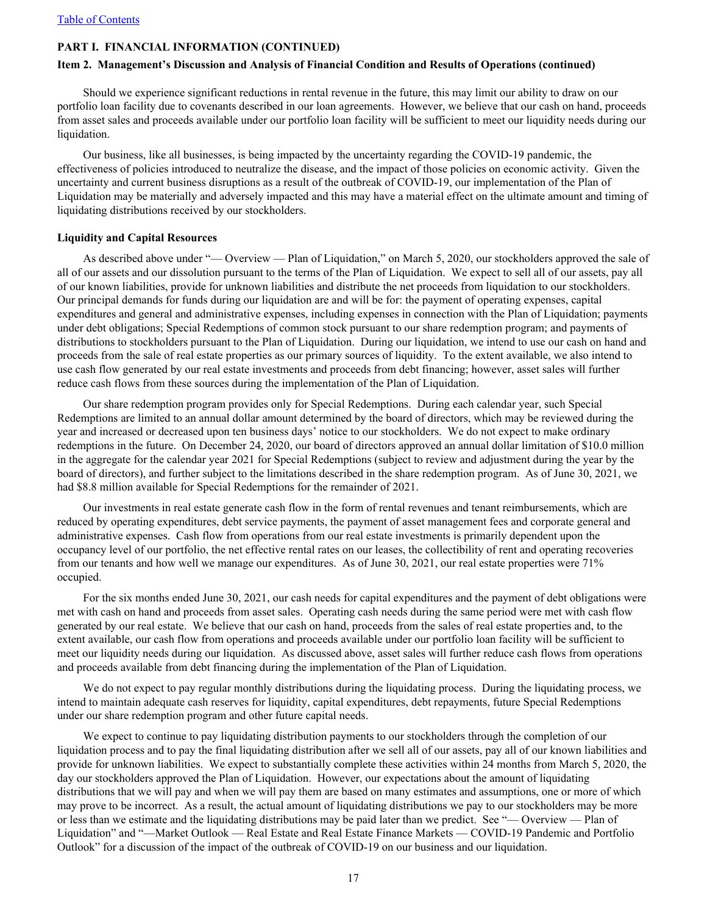**PART I. FINANCIAL INFORMATION (CONTINUED)**

**Item 2. Management's Discussion and Analysis of Financial Condition and Results of Operations (continued)**

Should we experience significant reductions in rental revenue in the future, this may limit our ability to draw on our portfolio loan facility due to covenants described in our loan agreements. However, we believe that our cash on hand, proceeds from asset sales and proceeds available under our portfolio loan facility will be sufficient to meet our liquidity needs during our liquidation.

Our business, like all businesses, is being impacted by the uncertainty regarding the COVID-19 pandemic, the effectiveness of policies introduced to neutralize the disease, and the impact of those policies on economic activity. Given the uncertainty and current business disruptions as a result of the outbreak of COVID-19, our implementation of the Plan of Liquidation may be materially and adversely impacted and this may have a material effect on the ultimate amount and timing of liquidating distributions received by our stockholders.

**Liquidity and Capital Resources**

As described above under "— Overview — Plan of Liquidation," on March 5, 2020, our stockholders approved the sale of all of our assets and our dissolution pursuant to the terms of the Plan of Liquidation. We expect to sell all of our assets, pay all of our known liabilities, provide for unknown liabilities and distribute the net proceeds from liquidation to our stockholders. Our principal demands for funds during our liquidation are and will be for: the payment of operating expenses, capital expenditures and general and administrative expenses, including expenses in connection with the Plan of Liquidation; payments under debt obligations; Special Redemptions of common stock pursuant to our share redemption program; and payments of distributions to stockholders pursuant to the Plan of Liquidation. During our liquidation, we intend to use our cash on hand and proceeds from the sale of real estate properties as our primary sources of liquidity. To the extent available, we also intend to use cash flow generated by our real estate investments and proceeds from debt financing; however, asset sales will further reduce cash flows from these sources during the implementation of the Plan of Liquidation.

Our share redemption program provides only for Special Redemptions. During each calendar year, such Special Redemptions are limited to an annual dollar amount determined by the board of directors, which may be reviewed during the year and increased or decreased upon ten business days' notice to our stockholders. We do not expect to make ordinary redemptions in the future. On December 24, 2020, our board of directors approved an annual dollar limitation of $10.0 million in the aggregate for the calendar year 2021 for Special Redemptions (subject to review and adjustment during the year by the board of directors), and further subject to the limitations described in the share redemption program. As of June 30, 2021, we had $8.8 million available for Special Redemptions for the remainder of 2021.

Our investments in real estate generate cash flow in the form of rental revenues and tenant reimbursements, which are reduced by operating expenditures, debt service payments, the payment of asset management fees and corporate general and administrative expenses. Cash flow from operations from our real estate investments is primarily dependent upon the occupancy level of our portfolio, the net effective rental rates on our leases, the collectibility of rent and operating recoveries from our tenants and how well we manage our expenditures. As of June 30, 2021, our real estate properties were 71% occupied.

For the six months ended June 30, 2021, our cash needs for capital expenditures and the payment of debt obligations were met with cash on hand and proceeds from asset sales. Operating cash needs during the same period were met with cash flow generated by our real estate. We believe that our cash on hand, proceeds from the sales of real estate properties and, to the extent available, our cash flow from operations and proceeds available under our portfolio loan facility will be sufficient to meet our liquidity needs during our liquidation. As discussed above, asset sales will further reduce cash flows from operations and proceeds available from debt financing during the implementation of the Plan of Liquidation.

We do not expect to pay regular monthly distributions during the liquidating process. During the liquidating process, we intend to maintain adequate cash reserves for liquidity, capital expenditures, debt repayments, future Special Redemptions under our share redemption program and other future capital needs.

We expect to continue to pay liquidating distribution payments to our stockholders through the completion of our liquidation process and to pay the final liquidating distribution after we sell all of our assets, pay all of our known liabilities and provide for unknown liabilities. We expect to substantially complete these activities within 24 months from March 5, 2020, the day our stockholders approved the Plan of Liquidation. However, our expectations about the amount of liquidating distributions that we will pay and when we will pay them are based on many estimates and assumptions, one or more of which may prove to be incorrect. As a result, the actual amount of liquidating distributions we pay to our stockholders may be more or less than we estimate and the liquidating distributions may be paid later than we predict. See "— Overview — Plan of Liquidation" and "—Market Outlook — Real Estate and Real Estate Finance Markets — COVID-19 Pandemic and Portfolio Outlook" for a discussion of the impact of the outbreak of COVID-19 on our business and our liquidation.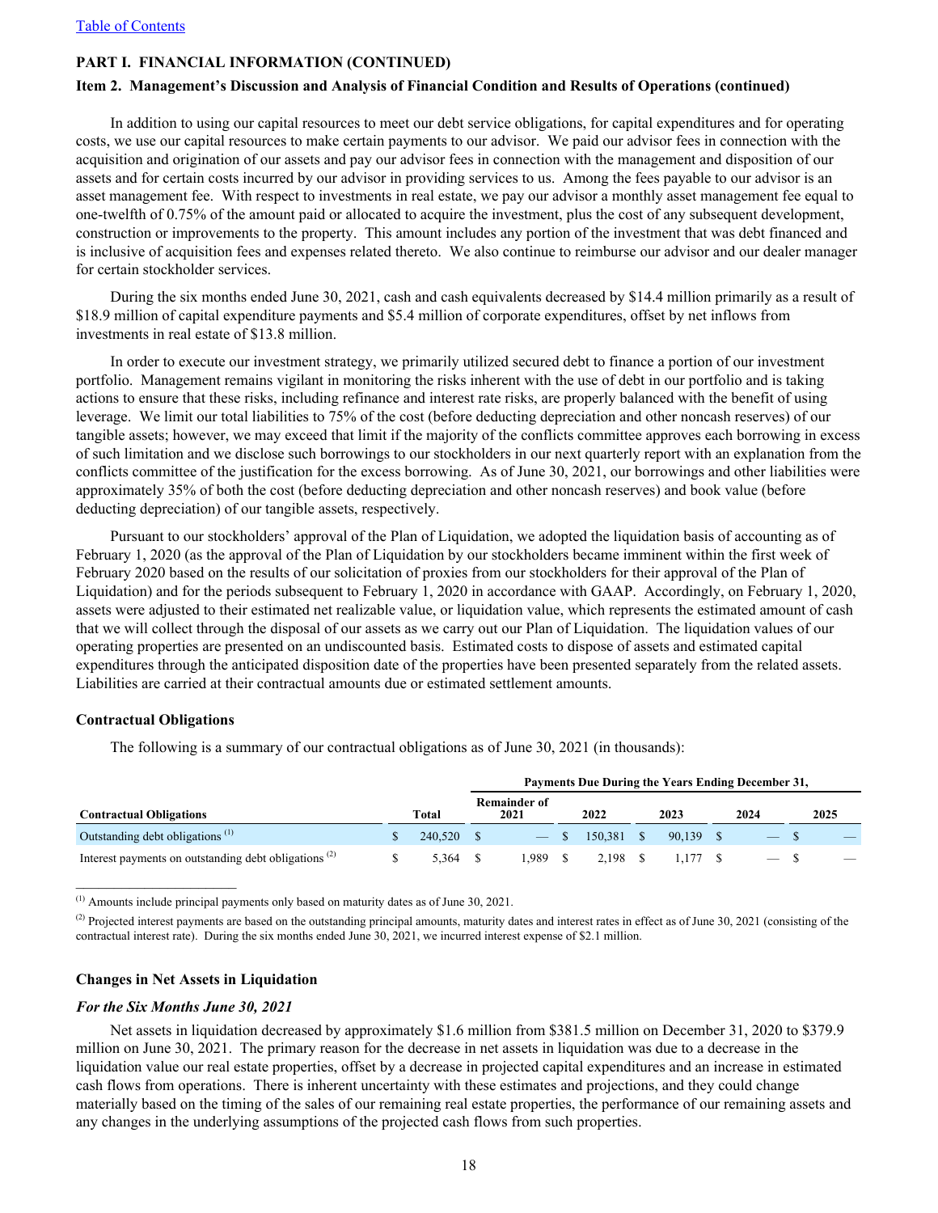Table of Contents

**PART I. FINANCIAL INFORMATION (CONTINUED)**

**Item 2. Management's Discussion and Analysis of Financial Condition and Results of Operations (continued)**

In addition to using our capital resources to meet our debt service obligations, for capital expenditures and for operating costs, we use our capital resources to make certain payments to our advisor. We paid our advisor fees in connection with the acquisition and origination of our assets and pay our advisor fees in connection with the management and disposition of our assets and for certain costs incurred by our advisor in providing services to us. Among the fees payable to our advisor is an asset management fee. With respect to investments in real estate, we pay our advisor a monthly asset management fee equal to one-twelfth of 0.75% of the amount paid or allocated to acquire the investment, plus the cost of any subsequent development, construction or improvements to the property. This amount includes any portion of the investment that was debt financed and is inclusive of acquisition fees and expenses related thereto. We also continue to reimburse our advisor and our dealer manager for certain stockholder services.

During the six months ended June 30, 2021, cash and cash equivalents decreased by $14.4 million primarily as a result of $18.9 million of capital expenditure payments and $5.4 million of corporate expenditures, offset by net inflows from investments in real estate of $13.8 million.

In order to execute our investment strategy, we primarily utilized secured debt to finance a portion of our investment portfolio. Management remains vigilant in monitoring the risks inherent with the use of debt in our portfolio and is taking actions to ensure that these risks, including refinance and interest rate risks, are properly balanced with the benefit of using leverage. We limit our total liabilities to 75% of the cost (before deducting depreciation and other noncash reserves) of our tangible assets; however, we may exceed that limit if the majority of the conflicts committee approves each borrowing in excess of such limitation and we disclose such borrowings to our stockholders in our next quarterly report with an explanation from the conflicts committee of the justification for the excess borrowing. As of June 30, 2021, our borrowings and other liabilities were approximately 35% of both the cost (before deducting depreciation and other noncash reserves) and book value (before deducting depreciation) of our tangible assets, respectively.

Pursuant to our stockholders' approval of the Plan of Liquidation, we adopted the liquidation basis of accounting as of February 1, 2020 (as the approval of the Plan of Liquidation by our stockholders became imminent within the first week of February 2020 based on the results of our solicitation of proxies from our stockholders for their approval of the Plan of Liquidation) and for the periods subsequent to February 1, 2020 in accordance with GAAP. Accordingly, on February 1, 2020, assets were adjusted to their estimated net realizable value, or liquidation value, which represents the estimated amount of cash that we will collect through the disposal of our assets as we carry out our Plan of Liquidation. The liquidation values of our operating properties are presented on an undiscounted basis. Estimated costs to dispose of assets and estimated capital expenditures through the anticipated disposition date of the properties have been presented separately from the related assets. Liabilities are carried at their contractual amounts due or estimated settlement amounts.

### Contractual Obligations

The following is a summary of our contractual obligations as of June 30, 2021 (in thousands):

| | | Payments Due During the Years Ending December 31, | | | | |
|---|---|---|---|---|---|---|
| **Contractual Obligations** | **Total** | **Remainder of 2021** | **2022** | **2023** | **2024** | **2025** |
| Outstanding debt obligations [1] | $ 240,520 | $ — | $ 150,381 | $ 90,139 | $ — | $ — |
| Interest payments on outstanding debt obligations [2] | $ 5,364 | $ 1,989 | $ 2,198 | $ 1,177 | $ — | $ — |

[1] Amounts include principal payments only based on maturity dates as of June 30, 2021.

[2] Projected interest payments are based on the outstanding principal amounts, maturity dates and interest rates in effect as of June 30, 2021 (consisting of the contractual interest rate). During the six months ended June 30, 2021, we incurred interest expense of $2.1 million.

### Changes in Net Assets in Liquidation

***For the Six Months June 30, 2021***

Net assets in liquidation decreased by approximately $1.6 million from $381.5 million on December 31, 2020 to $379.9 million on June 30, 2021. The primary reason for the decrease in net assets in liquidation was due to a decrease in the liquidation value our real estate properties, offset by a decrease in projected capital expenditures and an increase in estimated cash flows from operations. There is inherent uncertainty with these estimates and projections, and they could change materially based on the timing of the sales of our remaining real estate properties, the performance of our remaining assets and any changes in the underlying assumptions of the projected cash flows from such properties.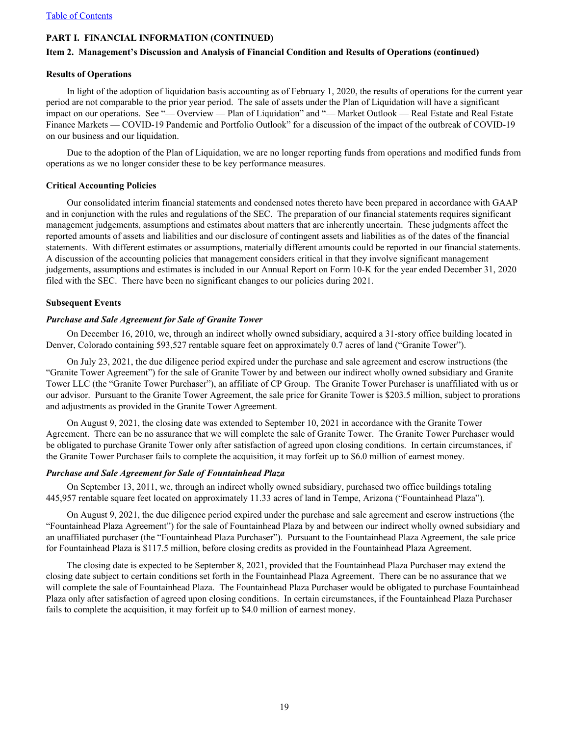[Table of Contents](#)

## PART I. FINANCIAL INFORMATION (CONTINUED)

### Item 2. Management's Discussion and Analysis of Financial Condition and Results of Operations (continued)

**Results of Operations**

In light of the adoption of liquidation basis accounting as of February 1, 2020, the results of operations for the current year period are not comparable to the prior year period. The sale of assets under the Plan of Liquidation will have a significant impact on our operations. See "— Overview — Plan of Liquidation" and "— Market Outlook — Real Estate and Real Estate Finance Markets — COVID-19 Pandemic and Portfolio Outlook" for a discussion of the impact of the outbreak of COVID-19 on our business and our liquidation.

Due to the adoption of the Plan of Liquidation, we are no longer reporting funds from operations and modified funds from operations as we no longer consider these to be key performance measures.

**Critical Accounting Policies**

Our consolidated interim financial statements and condensed notes thereto have been prepared in accordance with GAAP and in conjunction with the rules and regulations of the SEC. The preparation of our financial statements requires significant management judgements, assumptions and estimates about matters that are inherently uncertain. These judgments affect the reported amounts of assets and liabilities and our disclosure of contingent assets and liabilities as of the dates of the financial statements. With different estimates or assumptions, materially different amounts could be reported in our financial statements. A discussion of the accounting policies that management considers critical in that they involve significant management judgements, assumptions and estimates is included in our Annual Report on Form 10-K for the year ended December 31, 2020 filed with the SEC. There have been no significant changes to our policies during 2021.

**Subsequent Events**

***Purchase and Sale Agreement for Sale of Granite Tower***

On December 16, 2010, we, through an indirect wholly owned subsidiary, acquired a 31-story office building located in Denver, Colorado containing 593,527 rentable square feet on approximately 0.7 acres of land ("Granite Tower").

On July 23, 2021, the due diligence period expired under the purchase and sale agreement and escrow instructions (the "Granite Tower Agreement") for the sale of Granite Tower by and between our indirect wholly owned subsidiary and Granite Tower LLC (the "Granite Tower Purchaser"), an affiliate of CP Group. The Granite Tower Purchaser is unaffiliated with us or our advisor. Pursuant to the Granite Tower Agreement, the sale price for Granite Tower is \$203.5 million, subject to prorations and adjustments as provided in the Granite Tower Agreement.

On August 9, 2021, the closing date was extended to September 10, 2021 in accordance with the Granite Tower Agreement. There can be no assurance that we will complete the sale of Granite Tower. The Granite Tower Purchaser would be obligated to purchase Granite Tower only after satisfaction of agreed upon closing conditions. In certain circumstances, if the Granite Tower Purchaser fails to complete the acquisition, it may forfeit up to \$6.0 million of earnest money.

***Purchase and Sale Agreement for Sale of Fountainhead Plaza***

On September 13, 2011, we, through an indirect wholly owned subsidiary, purchased two office buildings totaling 445,957 rentable square feet located on approximately 11.33 acres of land in Tempe, Arizona ("Fountainhead Plaza").

On August 9, 2021, the due diligence period expired under the purchase and sale agreement and escrow instructions (the "Fountainhead Plaza Agreement") for the sale of Fountainhead Plaza by and between our indirect wholly owned subsidiary and an unaffiliated purchaser (the "Fountainhead Plaza Purchaser"). Pursuant to the Fountainhead Plaza Agreement, the sale price for Fountainhead Plaza is \$117.5 million, before closing credits as provided in the Fountainhead Plaza Agreement.

The closing date is expected to be September 8, 2021, provided that the Fountainhead Plaza Purchaser may extend the closing date subject to certain conditions set forth in the Fountainhead Plaza Agreement. There can be no assurance that we will complete the sale of Fountainhead Plaza. The Fountainhead Plaza Purchaser would be obligated to purchase Fountainhead Plaza only after satisfaction of agreed upon closing conditions. In certain circumstances, if the Fountainhead Plaza Purchaser fails to complete the acquisition, it may forfeit up to \$4.0 million of earnest money.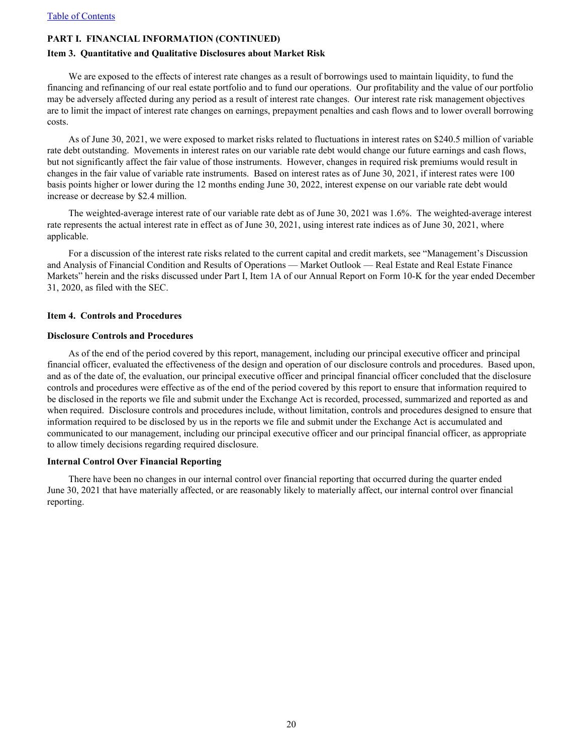## PART I. FINANCIAL INFORMATION (CONTINUED)

### Item 3. Quantitative and Qualitative Disclosures about Market Risk

We are exposed to the effects of interest rate changes as a result of borrowings used to maintain liquidity, to fund the financing and refinancing of our real estate portfolio and to fund our operations. Our profitability and the value of our portfolio may be adversely affected during any period as a result of interest rate changes. Our interest rate risk management objectives are to limit the impact of interest rate changes on earnings, prepayment penalties and cash flows and to lower overall borrowing costs.

As of June 30, 2021, we were exposed to market risks related to fluctuations in interest rates on $240.5 million of variable rate debt outstanding. Movements in interest rates on our variable rate debt would change our future earnings and cash flows, but not significantly affect the fair value of those instruments. However, changes in required risk premiums would result in changes in the fair value of variable rate instruments. Based on interest rates as of June 30, 2021, if interest rates were 100 basis points higher or lower during the 12 months ending June 30, 2022, interest expense on our variable rate debt would increase or decrease by $2.4 million.

The weighted-average interest rate of our variable rate debt as of June 30, 2021 was 1.6%. The weighted-average interest rate represents the actual interest rate in effect as of June 30, 2021, using interest rate indices as of June 30, 2021, where applicable.

For a discussion of the interest rate risks related to the current capital and credit markets, see "Management's Discussion and Analysis of Financial Condition and Results of Operations — Market Outlook — Real Estate and Real Estate Finance Markets" herein and the risks discussed under Part I, Item 1A of our Annual Report on Form 10-K for the year ended December 31, 2020, as filed with the SEC.

### Item 4. Controls and Procedures

**Disclosure Controls and Procedures**

As of the end of the period covered by this report, management, including our principal executive officer and principal financial officer, evaluated the effectiveness of the design and operation of our disclosure controls and procedures. Based upon, and as of the date of, the evaluation, our principal executive officer and principal financial officer concluded that the disclosure controls and procedures were effective as of the end of the period covered by this report to ensure that information required to be disclosed in the reports we file and submit under the Exchange Act is recorded, processed, summarized and reported as and when required. Disclosure controls and procedures include, without limitation, controls and procedures designed to ensure that information required to be disclosed by us in the reports we file and submit under the Exchange Act is accumulated and communicated to our management, including our principal executive officer and our principal financial officer, as appropriate to allow timely decisions regarding required disclosure.

**Internal Control Over Financial Reporting**

There have been no changes in our internal control over financial reporting that occurred during the quarter ended June 30, 2021 that have materially affected, or are reasonably likely to materially affect, our internal control over financial reporting.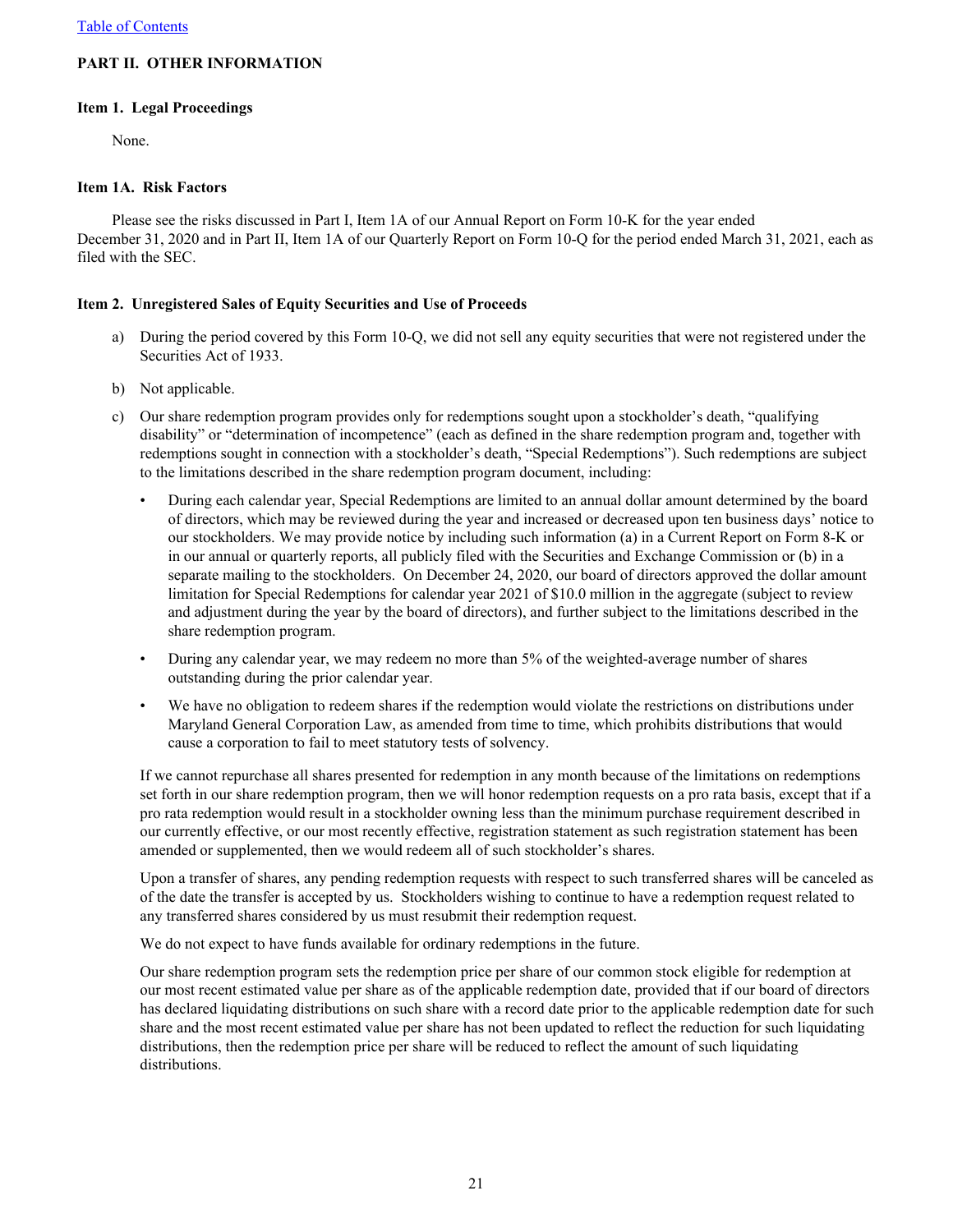## PART II. OTHER INFORMATION

### Item 1. Legal Proceedings

None.

### Item 1A. Risk Factors

Please see the risks discussed in Part I, Item 1A of our Annual Report on Form 10-K for the year ended December 31, 2020 and in Part II, Item 1A of our Quarterly Report on Form 10-Q for the period ended March 31, 2021, each as filed with the SEC.

### Item 2. Unregistered Sales of Equity Securities and Use of Proceeds

a) During the period covered by this Form 10-Q, we did not sell any equity securities that were not registered under the Securities Act of 1933.

b) Not applicable.

c) Our share redemption program provides only for redemptions sought upon a stockholder's death, "qualifying disability" or "determination of incompetence" (each as defined in the share redemption program and, together with redemptions sought in connection with a stockholder's death, "Special Redemptions"). Such redemptions are subject to the limitations described in the share redemption program document, including:

- During each calendar year, Special Redemptions are limited to an annual dollar amount determined by the board of directors, which may be reviewed during the year and increased or decreased upon ten business days' notice to our stockholders. We may provide notice by including such information (a) in a Current Report on Form 8-K or in our annual or quarterly reports, all publicly filed with the Securities and Exchange Commission or (b) in a separate mailing to the stockholders. On December 24, 2020, our board of directors approved the dollar amount limitation for Special Redemptions for calendar year 2021 of $10.0 million in the aggregate (subject to review and adjustment during the year by the board of directors), and further subject to the limitations described in the share redemption program.
- During any calendar year, we may redeem no more than 5% of the weighted-average number of shares outstanding during the prior calendar year.
- We have no obligation to redeem shares if the redemption would violate the restrictions on distributions under Maryland General Corporation Law, as amended from time to time, which prohibits distributions that would cause a corporation to fail to meet statutory tests of solvency.

If we cannot repurchase all shares presented for redemption in any month because of the limitations on redemptions set forth in our share redemption program, then we will honor redemption requests on a pro rata basis, except that if a pro rata redemption would result in a stockholder owning less than the minimum purchase requirement described in our currently effective, or our most recently effective, registration statement as such registration statement has been amended or supplemented, then we would redeem all of such stockholder's shares.

Upon a transfer of shares, any pending redemption requests with respect to such transferred shares will be canceled as of the date the transfer is accepted by us. Stockholders wishing to continue to have a redemption request related to any transferred shares considered by us must resubmit their redemption request.

We do not expect to have funds available for ordinary redemptions in the future.

Our share redemption program sets the redemption price per share of our common stock eligible for redemption at our most recent estimated value per share as of the applicable redemption date, provided that if our board of directors has declared liquidating distributions on such share with a record date prior to the applicable redemption date for such share and the most recent estimated value per share has not been updated to reflect the reduction for such liquidating distributions, then the redemption price per share will be reduced to reflect the amount of such liquidating distributions.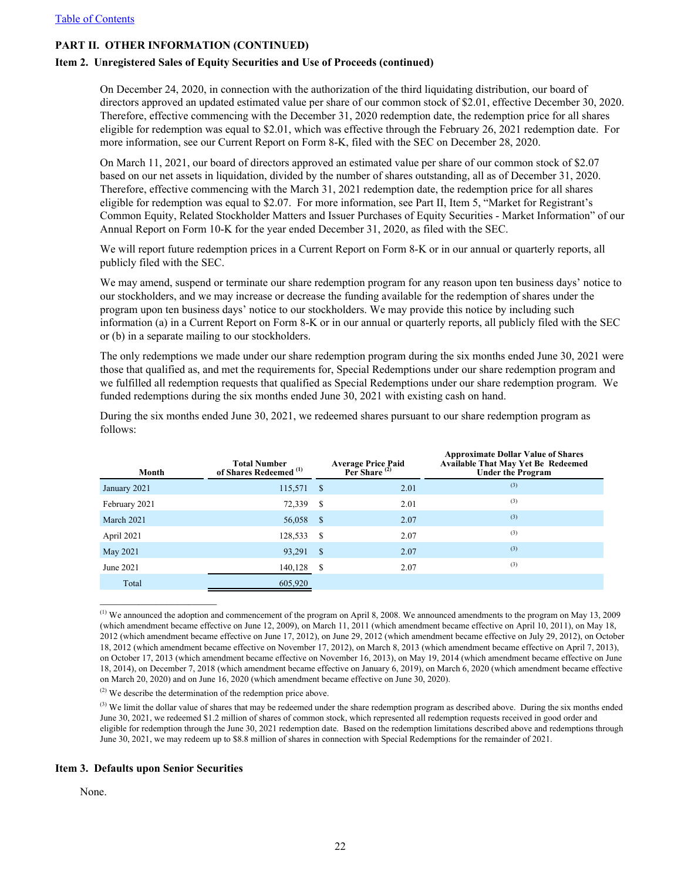[Table of Contents](#)

**PART II. OTHER INFORMATION (CONTINUED)**

**Item 2. Unregistered Sales of Equity Securities and Use of Proceeds (continued)**

On December 24, 2020, in connection with the authorization of the third liquidating distribution, our board of directors approved an updated estimated value per share of our common stock of $2.01, effective December 30, 2020. Therefore, effective commencing with the December 31, 2020 redemption date, the redemption price for all shares eligible for redemption was equal to $2.01, which was effective through the February 26, 2021 redemption date. For more information, see our Current Report on Form 8-K, filed with the SEC on December 28, 2020.

On March 11, 2021, our board of directors approved an estimated value per share of our common stock of $2.07 based on our net assets in liquidation, divided by the number of shares outstanding, all as of December 31, 2020. Therefore, effective commencing with the March 31, 2021 redemption date, the redemption price for all shares eligible for redemption was equal to $2.07. For more information, see Part II, Item 5, "Market for Registrant's Common Equity, Related Stockholder Matters and Issuer Purchases of Equity Securities - Market Information" of our Annual Report on Form 10-K for the year ended December 31, 2020, as filed with the SEC.

We will report future redemption prices in a Current Report on Form 8-K or in our annual or quarterly reports, all publicly filed with the SEC.

We may amend, suspend or terminate our share redemption program for any reason upon ten business days' notice to our stockholders, and we may increase or decrease the funding available for the redemption of shares under the program upon ten business days' notice to our stockholders. We may provide this notice by including such information (a) in a Current Report on Form 8-K or in our annual or quarterly reports, all publicly filed with the SEC or (b) in a separate mailing to our stockholders.

The only redemptions we made under our share redemption program during the six months ended June 30, 2021 were those that qualified as, and met the requirements for, Special Redemptions under our share redemption program and we fulfilled all redemption requests that qualified as Special Redemptions under our share redemption program. We funded redemptions during the six months ended June 30, 2021 with existing cash on hand.

During the six months ended June 30, 2021, we redeemed shares pursuant to our share redemption program as follows:

| Month | Total Number of Shares Redeemed [1] | Average Price Paid Per Share [2] | Approximate Dollar Value of Shares Available That May Yet Be Redeemed Under the Program |
|---|---|---|---|
| January 2021 | 115,571 | $ 2.01 | [3] |
| February 2021 | 72,339 | $ 2.01 | [3] |
| March 2021 | 56,058 | $ 2.07 | [3] |
| April 2021 | 128,533 | $ 2.07 | [3] |
| May 2021 | 93,291 | $ 2.07 | [3] |
| June 2021 | 140,128 | $ 2.07 | [3] |
| Total | 605,920 | | |

[1] We announced the adoption and commencement of the program on April 8, 2008. We announced amendments to the program on May 13, 2009 (which amendment became effective on June 12, 2009), on March 11, 2011 (which amendment became effective on April 10, 2011), on May 18, 2012 (which amendment became effective on June 17, 2012), on June 29, 2012 (which amendment became effective on July 29, 2012), on October 18, 2012 (which amendment became effective on November 17, 2012), on March 8, 2013 (which amendment became effective on April 7, 2013), on October 17, 2013 (which amendment became effective on November 16, 2013), on May 19, 2014 (which amendment became effective on June 18, 2014), on December 7, 2018 (which amendment became effective on January 6, 2019), on March 6, 2020 (which amendment became effective on March 20, 2020) and on June 16, 2020 (which amendment became effective on June 30, 2020).

[2] We describe the determination of the redemption price above.

[3] We limit the dollar value of shares that may be redeemed under the share redemption program as described above. During the six months ended June 30, 2021, we redeemed $1.2 million of shares of common stock, which represented all redemption requests received in good order and eligible for redemption through the June 30, 2021 redemption date. Based on the redemption limitations described above and redemptions through June 30, 2021, we may redeem up to $8.8 million of shares in connection with Special Redemptions for the remainder of 2021.

**Item 3. Defaults upon Senior Securities**

None.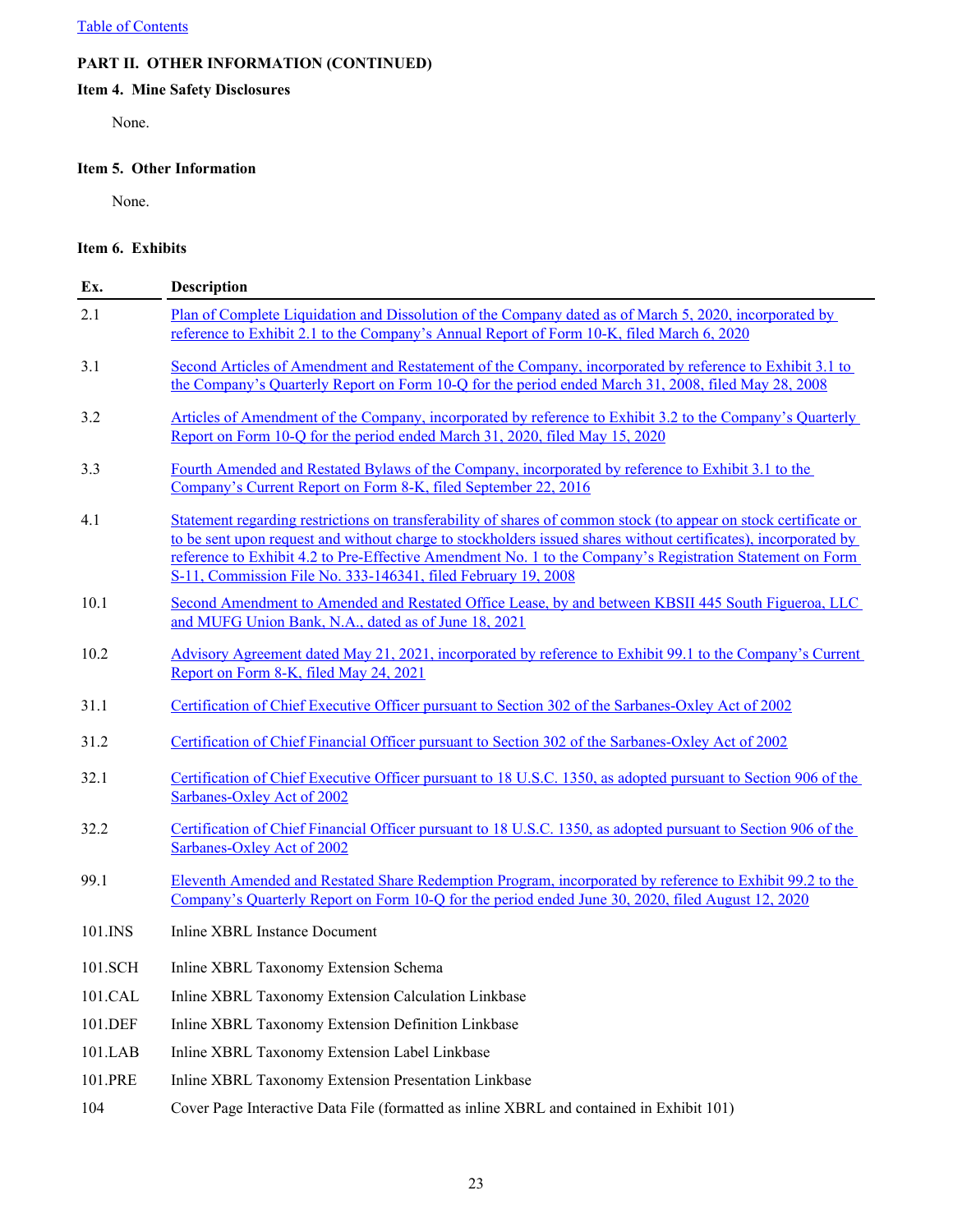Table of Contents

## PART II. OTHER INFORMATION (CONTINUED)

### Item 4. Mine Safety Disclosures

None.

### Item 5. Other Information

None.

### Item 6. Exhibits

| Ex. | Description |
|---|---|
| 2.1 | Plan of Complete Liquidation and Dissolution of the Company dated as of March 5, 2020, incorporated by reference to Exhibit 2.1 to the Company's Annual Report of Form 10-K, filed March 6, 2020 |
| 3.1 | Second Articles of Amendment and Restatement of the Company, incorporated by reference to Exhibit 3.1 to the Company's Quarterly Report on Form 10-Q for the period ended March 31, 2008, filed May 28, 2008 |
| 3.2 | Articles of Amendment of the Company, incorporated by reference to Exhibit 3.2 to the Company's Quarterly Report on Form 10-Q for the period ended March 31, 2020, filed May 15, 2020 |
| 3.3 | Fourth Amended and Restated Bylaws of the Company, incorporated by reference to Exhibit 3.1 to the Company's Current Report on Form 8-K, filed September 22, 2016 |
| 4.1 | Statement regarding restrictions on transferability of shares of common stock (to appear on stock certificate or to be sent upon request and without charge to stockholders issued shares without certificates), incorporated by reference to Exhibit 4.2 to Pre-Effective Amendment No. 1 to the Company's Registration Statement on Form S-11, Commission File No. 333-146341, filed February 19, 2008 |
| 10.1 | Second Amendment to Amended and Restated Office Lease, by and between KBSII 445 South Figueroa, LLC and MUFG Union Bank, N.A., dated as of June 18, 2021 |
| 10.2 | Advisory Agreement dated May 21, 2021, incorporated by reference to Exhibit 99.1 to the Company's Current Report on Form 8-K, filed May 24, 2021 |
| 31.1 | Certification of Chief Executive Officer pursuant to Section 302 of the Sarbanes-Oxley Act of 2002 |
| 31.2 | Certification of Chief Financial Officer pursuant to Section 302 of the Sarbanes-Oxley Act of 2002 |
| 32.1 | Certification of Chief Executive Officer pursuant to 18 U.S.C. 1350, as adopted pursuant to Section 906 of the Sarbanes-Oxley Act of 2002 |
| 32.2 | Certification of Chief Financial Officer pursuant to 18 U.S.C. 1350, as adopted pursuant to Section 906 of the Sarbanes-Oxley Act of 2002 |
| 99.1 | Eleventh Amended and Restated Share Redemption Program, incorporated by reference to Exhibit 99.2 to the Company's Quarterly Report on Form 10-Q for the period ended June 30, 2020, filed August 12, 2020 |
| 101.INS | Inline XBRL Instance Document |
| 101.SCH | Inline XBRL Taxonomy Extension Schema |
| 101.CAL | Inline XBRL Taxonomy Extension Calculation Linkbase |
| 101.DEF | Inline XBRL Taxonomy Extension Definition Linkbase |
| 101.LAB | Inline XBRL Taxonomy Extension Label Linkbase |
| 101.PRE | Inline XBRL Taxonomy Extension Presentation Linkbase |
| 104 | Cover Page Interactive Data File (formatted as inline XBRL and contained in Exhibit 101) |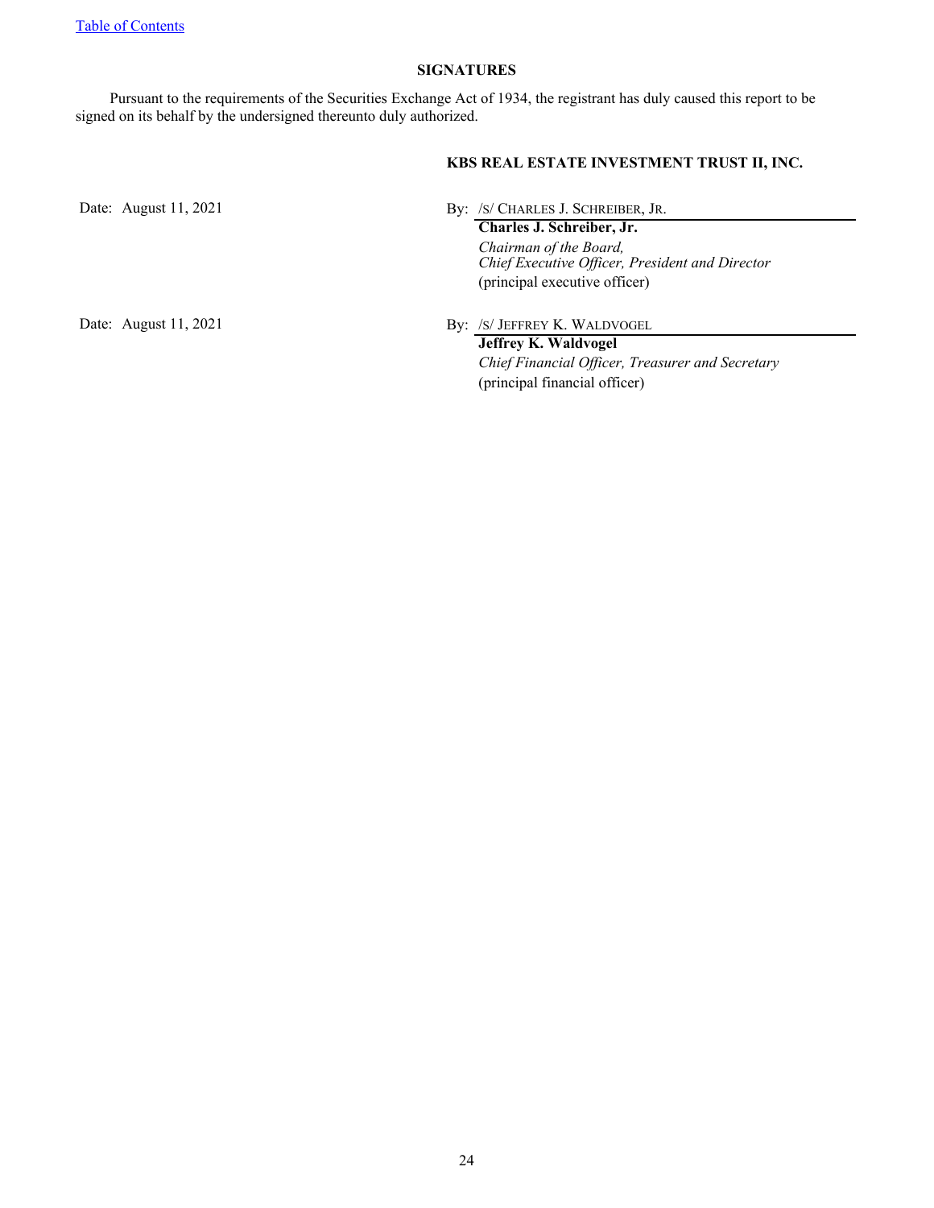[Table of Contents]

## SIGNATURES

Pursuant to the requirements of the Securities Exchange Act of 1934, the registrant has duly caused this report to be signed on its behalf by the undersigned thereunto duly authorized.

**KBS REAL ESTATE INVESTMENT TRUST II, INC.**

Date: August 11, 2021

By: /S/ CHARLES J. SCHREIBER, JR.

**Charles J. Schreiber, Jr.**
*Chairman of the Board,*
*Chief Executive Officer, President and Director*
(principal executive officer)

Date: August 11, 2021

By: /S/ JEFFREY K. WALDVOGEL

**Jeffrey K. Waldvogel**
*Chief Financial Officer, Treasurer and Secretary*
(principal financial officer)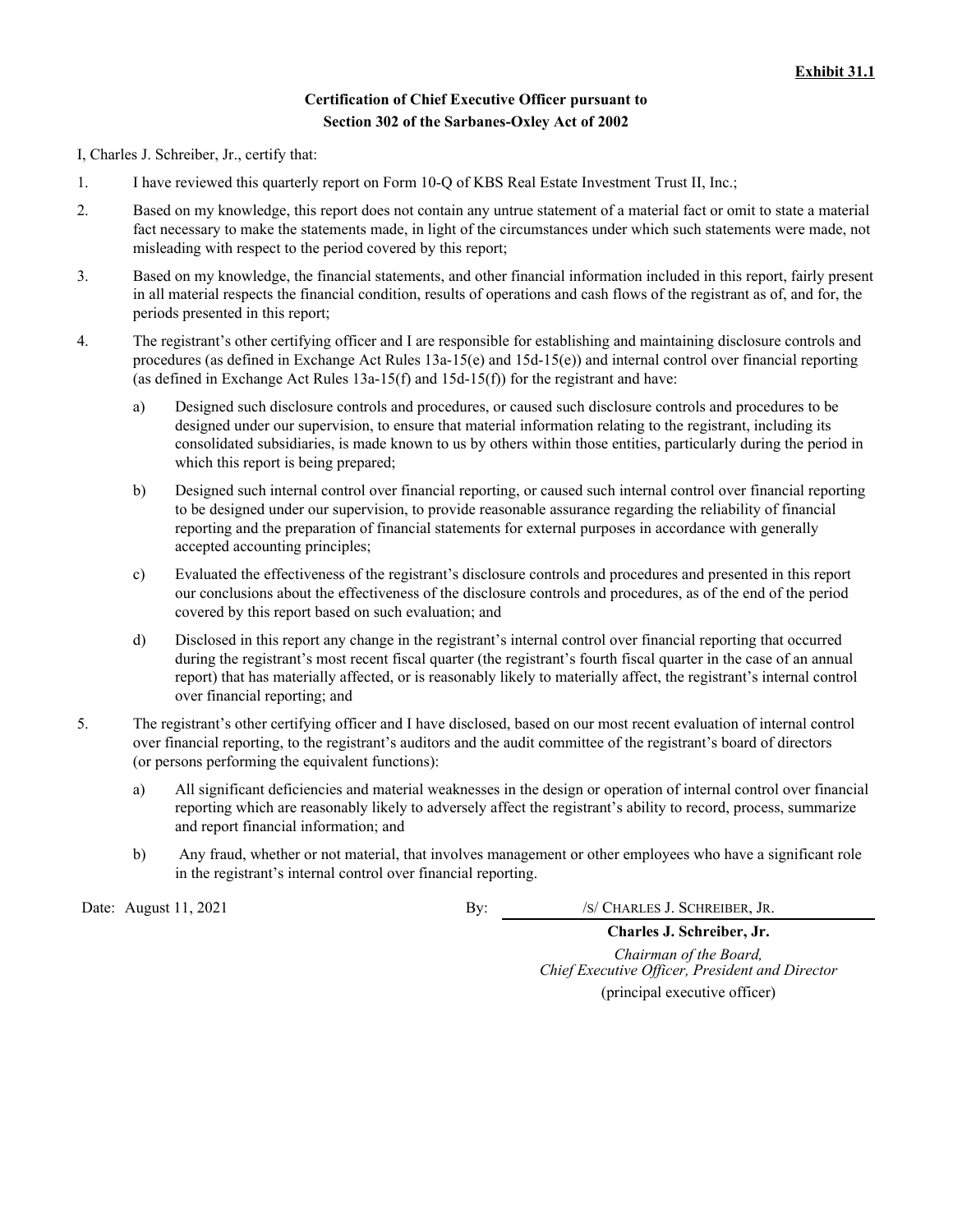**Exhibit 31.1**

**Certification of Chief Executive Officer pursuant to Section 302 of the Sarbanes-Oxley Act of 2002**

I, Charles J. Schreiber, Jr., certify that:

1. I have reviewed this quarterly report on Form 10-Q of KBS Real Estate Investment Trust II, Inc.;
2. Based on my knowledge, this report does not contain any untrue statement of a material fact or omit to state a material fact necessary to make the statements made, in light of the circumstances under which such statements were made, not misleading with respect to the period covered by this report;
3. Based on my knowledge, the financial statements, and other financial information included in this report, fairly present in all material respects the financial condition, results of operations and cash flows of the registrant as of, and for, the periods presented in this report;
4. The registrant's other certifying officer and I are responsible for establishing and maintaining disclosure controls and procedures (as defined in Exchange Act Rules 13a-15(e) and 15d-15(e)) and internal control over financial reporting (as defined in Exchange Act Rules 13a-15(f) and 15d-15(f)) for the registrant and have:
   a) Designed such disclosure controls and procedures, or caused such disclosure controls and procedures to be designed under our supervision, to ensure that material information relating to the registrant, including its consolidated subsidiaries, is made known to us by others within those entities, particularly during the period in which this report is being prepared;
   b) Designed such internal control over financial reporting, or caused such internal control over financial reporting to be designed under our supervision, to provide reasonable assurance regarding the reliability of financial reporting and the preparation of financial statements for external purposes in accordance with generally accepted accounting principles;
   c) Evaluated the effectiveness of the registrant's disclosure controls and procedures and presented in this report our conclusions about the effectiveness of the disclosure controls and procedures, as of the end of the period covered by this report based on such evaluation; and
   d) Disclosed in this report any change in the registrant's internal control over financial reporting that occurred during the registrant's most recent fiscal quarter (the registrant's fourth fiscal quarter in the case of an annual report) that has materially affected, or is reasonably likely to materially affect, the registrant's internal control over financial reporting; and
5. The registrant's other certifying officer and I have disclosed, based on our most recent evaluation of internal control over financial reporting, to the registrant's auditors and the audit committee of the registrant's board of directors (or persons performing the equivalent functions):
   a) All significant deficiencies and material weaknesses in the design or operation of internal control over financial reporting which are reasonably likely to adversely affect the registrant's ability to record, process, summarize and report financial information; and
   b) Any fraud, whether or not material, that involves management or other employees who have a significant role in the registrant's internal control over financial reporting.

Date: August 11, 2021

By: /S/ CHARLES J. SCHREIBER, JR.

**Charles J. Schreiber, Jr.**

*Chairman of the Board, Chief Executive Officer, President and Director*

(principal executive officer)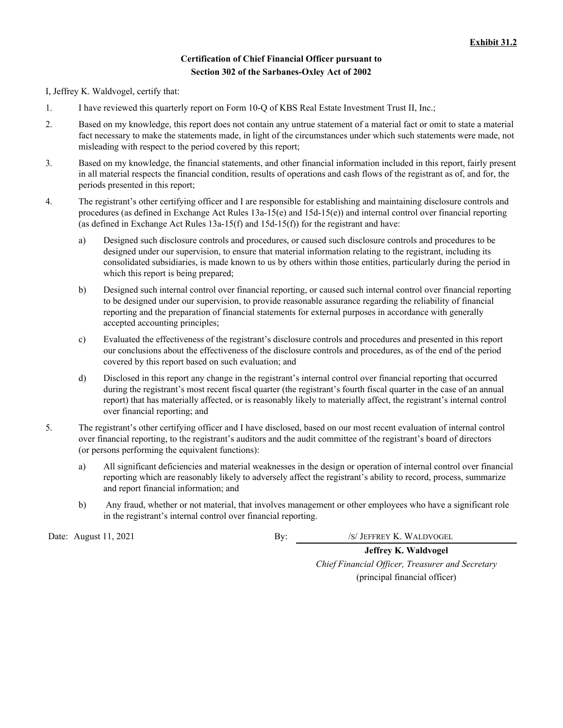**Exhibit 31.2**

**Certification of Chief Financial Officer pursuant to**
**Section 302 of the Sarbanes-Oxley Act of 2002**

I, Jeffrey K. Waldvogel, certify that:

1. I have reviewed this quarterly report on Form 10-Q of KBS Real Estate Investment Trust II, Inc.;
2. Based on my knowledge, this report does not contain any untrue statement of a material fact or omit to state a material fact necessary to make the statements made, in light of the circumstances under which such statements were made, not misleading with respect to the period covered by this report;
3. Based on my knowledge, the financial statements, and other financial information included in this report, fairly present in all material respects the financial condition, results of operations and cash flows of the registrant as of, and for, the periods presented in this report;
4. The registrant's other certifying officer and I are responsible for establishing and maintaining disclosure controls and procedures (as defined in Exchange Act Rules 13a-15(e) and 15d-15(e)) and internal control over financial reporting (as defined in Exchange Act Rules 13a-15(f) and 15d-15(f)) for the registrant and have:
   a) Designed such disclosure controls and procedures, or caused such disclosure controls and procedures to be designed under our supervision, to ensure that material information relating to the registrant, including its consolidated subsidiaries, is made known to us by others within those entities, particularly during the period in which this report is being prepared;
   b) Designed such internal control over financial reporting, or caused such internal control over financial reporting to be designed under our supervision, to provide reasonable assurance regarding the reliability of financial reporting and the preparation of financial statements for external purposes in accordance with generally accepted accounting principles;
   c) Evaluated the effectiveness of the registrant's disclosure controls and procedures and presented in this report our conclusions about the effectiveness of the disclosure controls and procedures, as of the end of the period covered by this report based on such evaluation; and
   d) Disclosed in this report any change in the registrant's internal control over financial reporting that occurred during the registrant's most recent fiscal quarter (the registrant's fourth fiscal quarter in the case of an annual report) that has materially affected, or is reasonably likely to materially affect, the registrant's internal control over financial reporting; and
5. The registrant's other certifying officer and I have disclosed, based on our most recent evaluation of internal control over financial reporting, to the registrant's auditors and the audit committee of the registrant's board of directors (or persons performing the equivalent functions):
   a) All significant deficiencies and material weaknesses in the design or operation of internal control over financial reporting which are reasonably likely to adversely affect the registrant's ability to record, process, summarize and report financial information; and
   b) Any fraud, whether or not material, that involves management or other employees who have a significant role in the registrant's internal control over financial reporting.

Date: August 11, 2021

By: /S/ JEFFREY K. WALDVOGEL

**Jeffrey K. Waldvogel**
*Chief Financial Officer, Treasurer and Secretary*
(principal financial officer)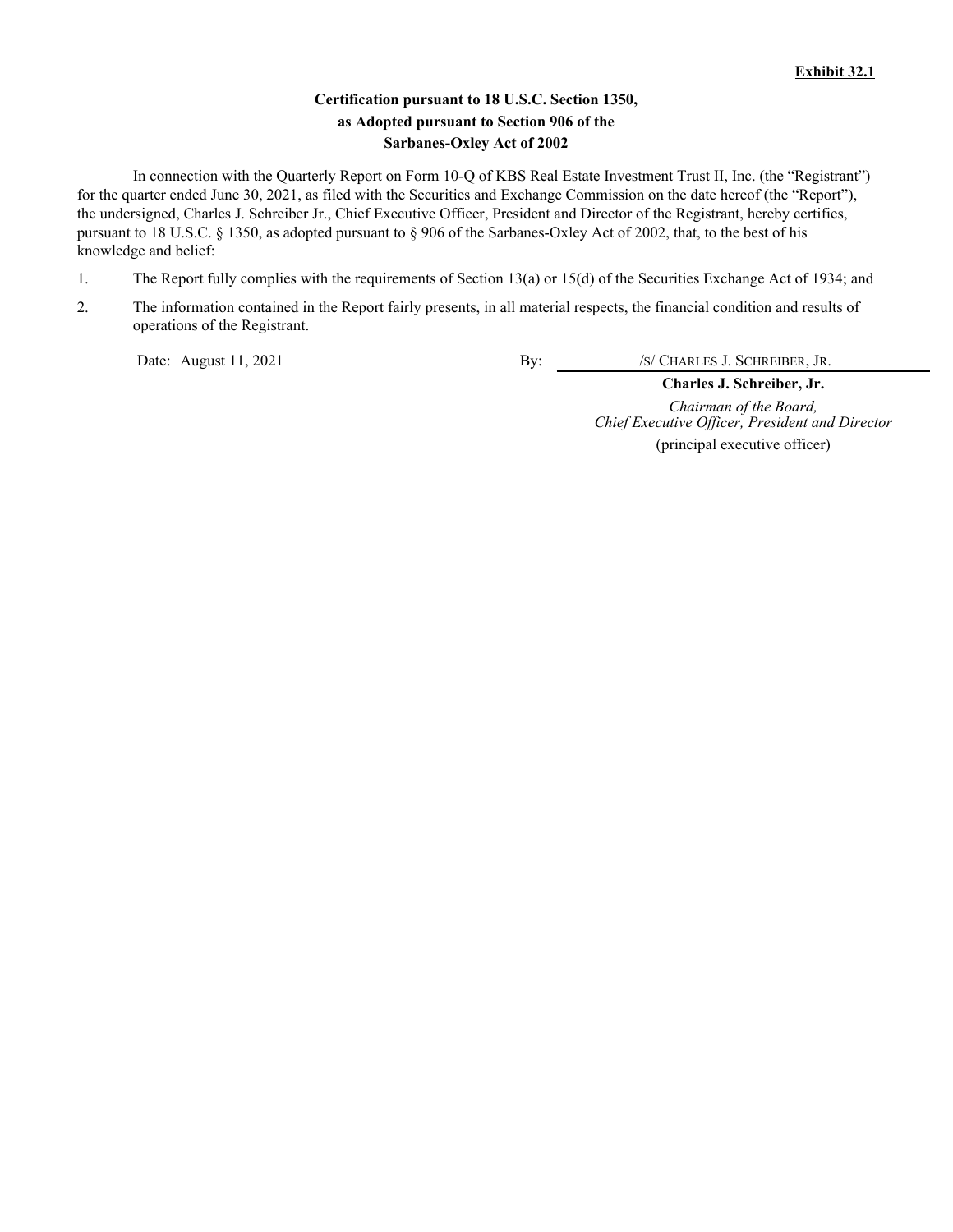**Exhibit 32.1**

**Certification pursuant to 18 U.S.C. Section 1350,**
**as Adopted pursuant to Section 906 of the**
**Sarbanes-Oxley Act of 2002**

In connection with the Quarterly Report on Form 10-Q of KBS Real Estate Investment Trust II, Inc. (the “Registrant”) for the quarter ended June 30, 2021, as filed with the Securities and Exchange Commission on the date hereof (the “Report”), the undersigned, Charles J. Schreiber Jr., Chief Executive Officer, President and Director of the Registrant, hereby certifies, pursuant to 18 U.S.C. § 1350, as adopted pursuant to § 906 of the Sarbanes-Oxley Act of 2002, that, to the best of his knowledge and belief:

1. The Report fully complies with the requirements of Section 13(a) or 15(d) of the Securities Exchange Act of 1934; and

2. The information contained in the Report fairly presents, in all material respects, the financial condition and results of operations of the Registrant.

Date: August 11, 2021

By: /S/ CHARLES J. SCHREIBER, JR.

**Charles J. Schreiber, Jr.**

*Chairman of the Board,*
*Chief Executive Officer, President and Director*

(principal executive officer)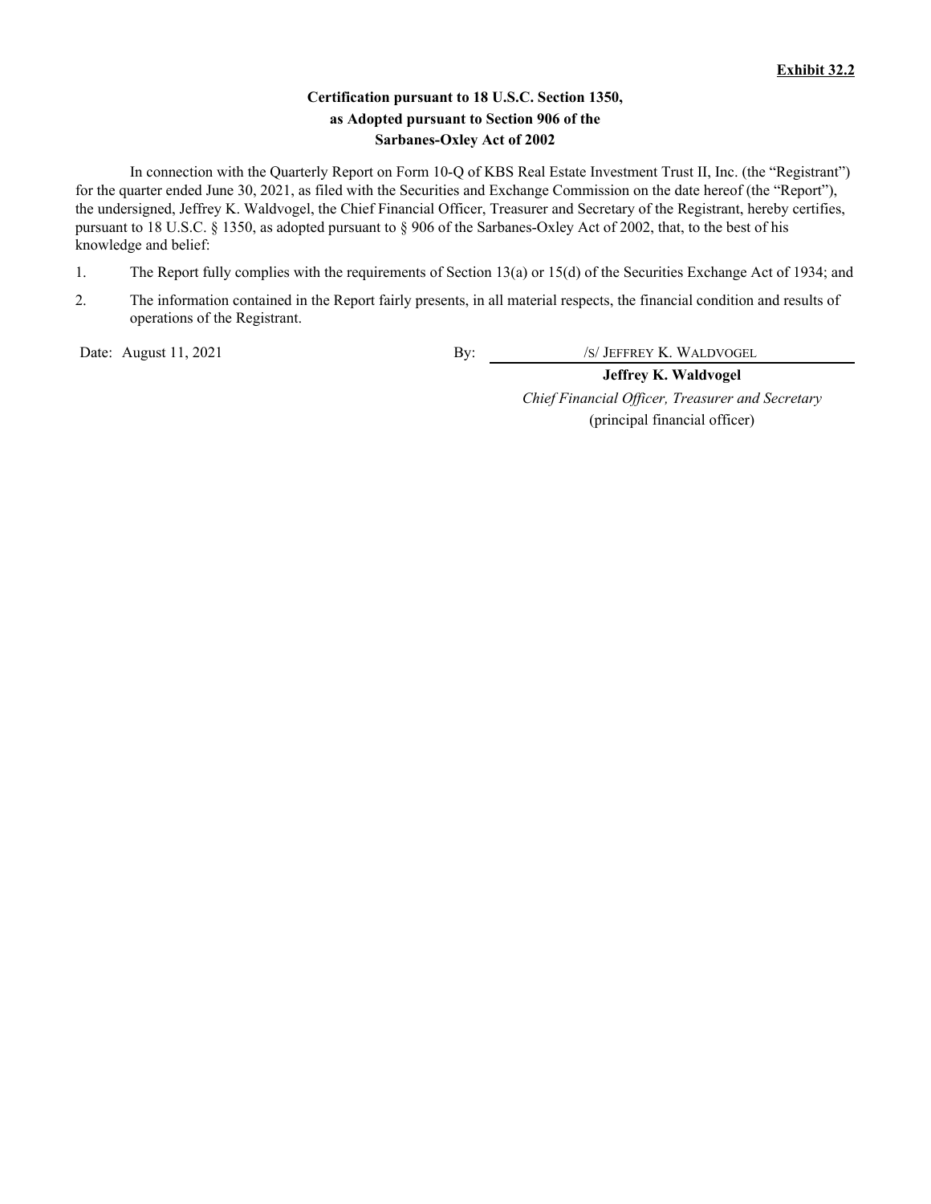**Exhibit 32.2**

**Certification pursuant to 18 U.S.C. Section 1350,**
**as Adopted pursuant to Section 906 of the**
**Sarbanes-Oxley Act of 2002**

In connection with the Quarterly Report on Form 10-Q of KBS Real Estate Investment Trust II, Inc. (the "Registrant") for the quarter ended June 30, 2021, as filed with the Securities and Exchange Commission on the date hereof (the "Report"), the undersigned, Jeffrey K. Waldvogel, the Chief Financial Officer, Treasurer and Secretary of the Registrant, hereby certifies, pursuant to 18 U.S.C. § 1350, as adopted pursuant to § 906 of the Sarbanes-Oxley Act of 2002, that, to the best of his knowledge and belief:

1. The Report fully complies with the requirements of Section 13(a) or 15(d) of the Securities Exchange Act of 1934; and
2. The information contained in the Report fairly presents, in all material respects, the financial condition and results of operations of the Registrant.

Date: August 11, 2021

By: /S/ JEFFREY K. WALDVOGEL

**Jeffrey K. Waldvogel**

*Chief Financial Officer, Treasurer and Secretary*

(principal financial officer)